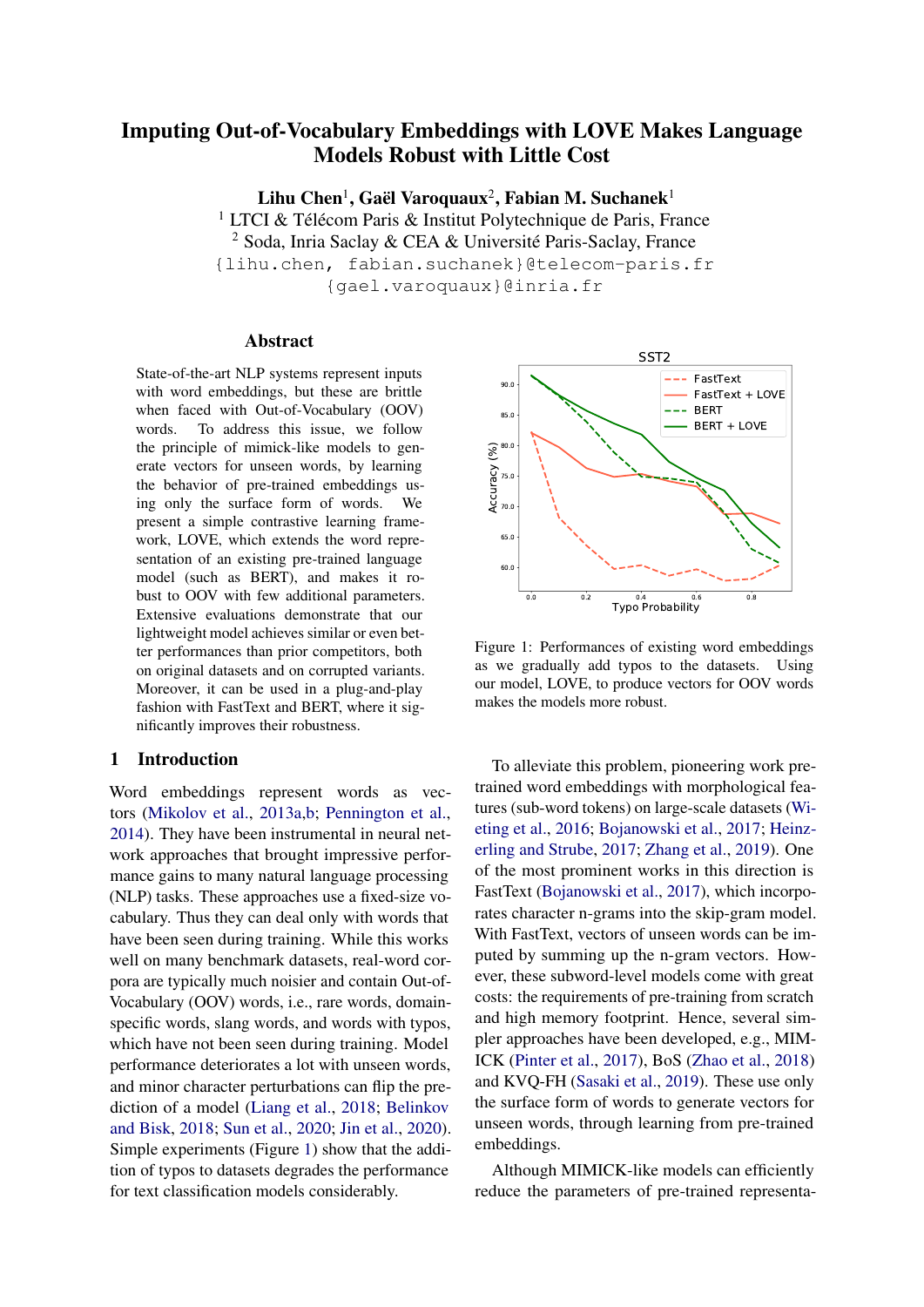# Imputing Out-of-Vocabulary Embeddings with LOVE Makes Language Models Robust with Little Cost

**Lihu Chen**[1], **Gaël Varoquaux**[2], **Fabian M. Suchanek**[1]

[1] LTCI & Télécom Paris & Institut Polytechnique de Paris, France

[2] Soda, Inria Saclay & CEA & Université Paris-Saclay, France

{lihu.chen, fabian.suchanek}@telecom-paris.fr

{gael.varoquaux}@inria.fr

## Abstract

State-of-the-art NLP systems represent inputs with word embeddings, but these are brittle when faced with Out-of-Vocabulary (OOV) words. To address this issue, we follow the principle of mimick-like models to generate vectors for unseen words, by learning the behavior of pre-trained embeddings using only the surface form of words. We present a simple contrastive learning framework, LOVE, which extends the word representation of an existing pre-trained language model (such as BERT), and makes it robust to OOV with few additional parameters. Extensive evaluations demonstrate that our lightweight model achieves similar or even better performances than prior competitors, both on original datasets and on corrupted variants. Moreover, it can be used in a plug-and-play fashion with FastText and BERT, where it significantly improves their robustness.

Figure 1: Performances of existing word embeddings as we gradually add typos to the datasets. Using our model, LOVE, to produce vectors for OOV words makes the models more robust.

## 1 Introduction

Word embeddings represent words as vectors (Mikolov et al., 2013a,b; Pennington et al., 2014). They have been instrumental in neural network approaches that brought impressive performance gains to many natural language processing (NLP) tasks. These approaches use a fixed-size vocabulary. Thus they can deal only with words that have been seen during training. While this works well on many benchmark datasets, real-word corpora are typically much noisier and contain Out-of-Vocabulary (OOV) words, i.e., rare words, domain-specific words, slang words, and words with typos, which have not been seen during training. Model performance deteriorates a lot with unseen words, and minor character perturbations can flip the prediction of a model (Liang et al., 2018; Belinkov and Bisk, 2018; Sun et al., 2020; Jin et al., 2020). Simple experiments (Figure 1) show that the addition of typos to datasets degrades the performance for text classification models considerably.

To alleviate this problem, pioneering work pre-trained word embeddings with morphological features (sub-word tokens) on large-scale datasets (Wieting et al., 2016; Bojanowski et al., 2017; Heinzerling and Strube, 2017; Zhang et al., 2019). One of the most prominent works in this direction is FastText (Bojanowski et al., 2017), which incorporates character n-grams into the skip-gram model. With FastText, vectors of unseen words can be imputed by summing up the n-gram vectors. However, these subword-level models come with great costs: the requirements of pre-training from scratch and high memory footprint. Hence, several simpler approaches have been developed, e.g., MIMICK (Pinter et al., 2017), BoS (Zhao et al., 2018) and KVQ-FH (Sasaki et al., 2019). These use only the surface form of words to generate vectors for unseen words, through learning from pre-trained embeddings.

Although MIMICK-like models can efficiently reduce the parameters of pre-trained representa-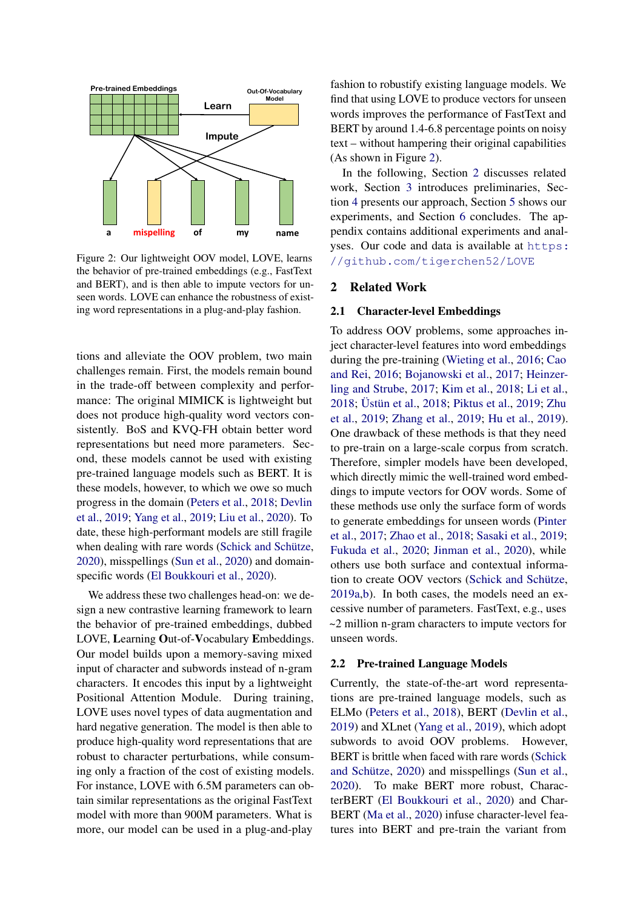Figure 2: Our lightweight OOV model, LOVE, learns the behavior of pre-trained embeddings (e.g., FastText and BERT), and is then able to impute vectors for unseen words. LOVE can enhance the robustness of existing word representations in a plug-and-play fashion.

tions and alleviate the OOV problem, two main challenges remain. First, the models remain bound in the trade-off between complexity and performance: The original MIMICK is lightweight but does not produce high-quality word vectors consistently. BoS and KVQ-FH obtain better word representations but need more parameters. Second, these models cannot be used with existing pre-trained language models such as BERT. It is these models, however, to which we owe so much progress in the domain (Peters et al., 2018; Devlin et al., 2019; Yang et al., 2019; Liu et al., 2020). To date, these high-performant models are still fragile when dealing with rare words (Schick and Schütze, 2020), misspellings (Sun et al., 2020) and domain-specific words (El Boukkouri et al., 2020).

We address these two challenges head-on: we design a new contrastive learning framework to learn the behavior of pre-trained embeddings, dubbed LOVE, **L**earning **O**ut-of-**V**ocabulary **E**mbeddings. Our model builds upon a memory-saving mixed input of character and subwords instead of n-gram characters. It encodes this input by a lightweight Positional Attention Module. During training, LOVE uses novel types of data augmentation and hard negative generation. The model is then able to produce high-quality word representations that are robust to character perturbations, while consuming only a fraction of the cost of existing models. For instance, LOVE with 6.5M parameters can obtain similar representations as the original FastText model with more than 900M parameters. What is more, our model can be used in a plug-and-play fashion to robustify existing language models. We find that using LOVE to produce vectors for unseen words improves the performance of FastText and BERT by around 1.4-6.8 percentage points on noisy text – without hampering their original capabilities (As shown in Figure 2).

In the following, Section 2 discusses related work, Section 3 introduces preliminaries, Section 4 presents our approach, Section 5 shows our experiments, and Section 6 concludes. The appendix contains additional experiments and analyses. Our code and data is available at https://github.com/tigerchen52/LOVE

## 2 Related Work

### 2.1 Character-level Embeddings

To address OOV problems, some approaches inject character-level features into word embeddings during the pre-training (Wieting et al., 2016; Cao and Rei, 2016; Bojanowski et al., 2017; Heinzerling and Strube, 2017; Kim et al., 2018; Li et al., 2018; Üstün et al., 2018; Piktus et al., 2019; Zhu et al., 2019; Zhang et al., 2019; Hu et al., 2019). One drawback of these methods is that they need to pre-train on a large-scale corpus from scratch. Therefore, simpler models have been developed, which directly mimic the well-trained word embeddings to impute vectors for OOV words. Some of these methods use only the surface form of words to generate embeddings for unseen words (Pinter et al., 2017; Zhao et al., 2018; Sasaki et al., 2019; Fukuda et al., 2020; Jinman et al., 2020), while others use both surface and contextual information to create OOV vectors (Schick and Schütze, 2019a,b). In both cases, the models need an excessive number of parameters. FastText, e.g., uses ~2 million n-gram characters to impute vectors for unseen words.

### 2.2 Pre-trained Language Models

Currently, the state-of-the-art word representations are pre-trained language models, such as ELMo (Peters et al., 2018), BERT (Devlin et al., 2019) and XLnet (Yang et al., 2019), which adopt subwords to avoid OOV problems. However, BERT is brittle when faced with rare words (Schick and Schütze, 2020) and misspellings (Sun et al., 2020). To make BERT more robust, CharacterBERT (El Boukkouri et al., 2020) and CharBERT (Ma et al., 2020) infuse character-level features into BERT and pre-train the variant from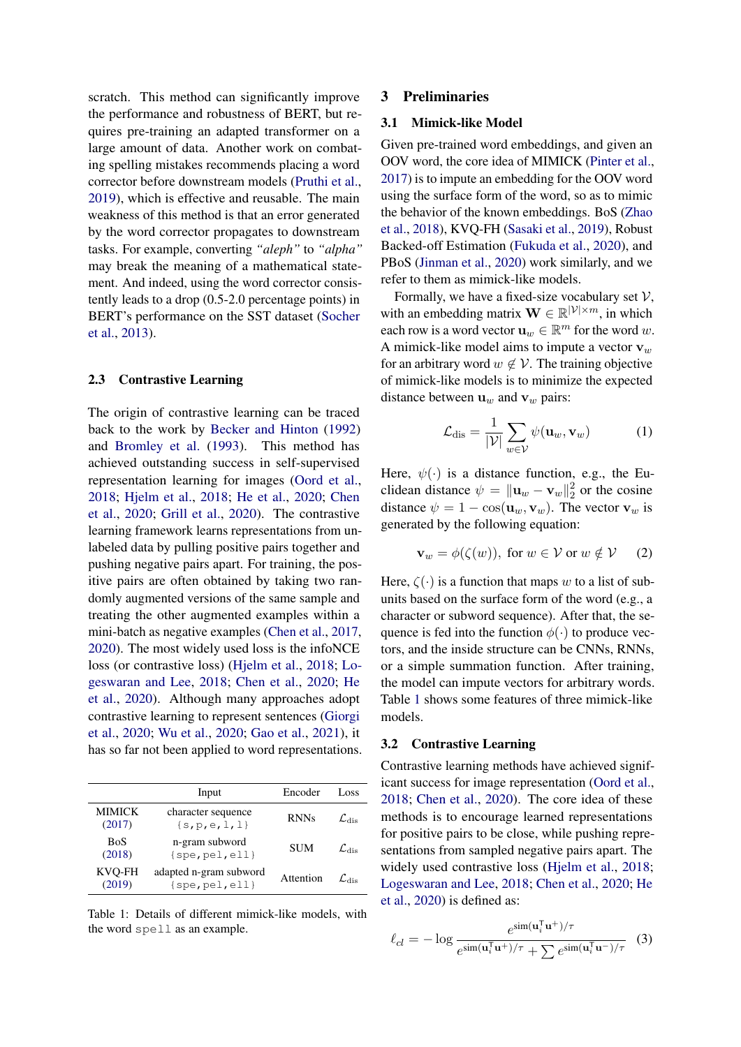scratch. This method can significantly improve the performance and robustness of BERT, but requires pre-training an adapted transformer on a large amount of data. Another work on combating spelling mistakes recommends placing a word corrector before downstream models (Pruthi et al., 2019), which is effective and reusable. The main weakness of this method is that an error generated by the word corrector propagates to downstream tasks. For example, converting *"aleph"* to *"alpha"* may break the meaning of a mathematical statement. And indeed, using the word corrector consistently leads to a drop (0.5-2.0 percentage points) in BERT's performance on the SST dataset (Socher et al., 2013).

### 2.3 Contrastive Learning

The origin of contrastive learning can be traced back to the work by Becker and Hinton (1992) and Bromley et al. (1993). This method has achieved outstanding success in self-supervised representation learning for images (Oord et al., 2018; Hjelm et al., 2018; He et al., 2020; Chen et al., 2020; Grill et al., 2020). The contrastive learning framework learns representations from unlabeled data by pulling positive pairs together and pushing negative pairs apart. For training, the positive pairs are often obtained by taking two randomly augmented versions of the same sample and treating the other augmented examples within a mini-batch as negative examples (Chen et al., 2017, 2020). The most widely used loss is the infoNCE loss (or contrastive loss) (Hjelm et al., 2018; Logeswaran and Lee, 2018; Chen et al., 2020; He et al., 2020). Although many approaches adopt contrastive learning to represent sentences (Giorgi et al., 2020; Wu et al., 2020; Gao et al., 2021), it has so far not been applied to word representations.

| | Input | Encoder | Loss |
|---|---|---|---|
| MIMICK (2017) | character sequence {s,p,e,l,l} | RNNs | $\mathcal{L}_{\text{dis}}$ |
| BoS (2018) | n-gram subword {spe,pel,ell} | SUM | $\mathcal{L}_{\text{dis}}$ |
| KVQ-FH (2019) | adapted n-gram subword {spe,pel,ell} | Attention | $\mathcal{L}_{\text{dis}}$ |

Table 1: Details of different mimick-like models, with the word `spell` as an example.

## 3 Preliminaries

### 3.1 Mimick-like Model

Given pre-trained word embeddings, and given an OOV word, the core idea of MIMICK (Pinter et al., 2017) is to impute an embedding for the OOV word using the surface form of the word, so as to mimic the behavior of the known embeddings. BoS (Zhao et al., 2018), KVQ-FH (Sasaki et al., 2019), Robust Backed-off Estimation (Fukuda et al., 2020), and PBoS (Jinman et al., 2020) work similarly, and we refer to them as mimick-like models.

Formally, we have a fixed-size vocabulary set $\mathcal{V}$, with an embedding matrix $\mathbf{W} \in \mathbb{R}^{|\mathcal{V}| \times m}$, in which each row is a word vector $\mathbf{u}_w \in \mathbb{R}^m$ for the word $w$. A mimick-like model aims to impute a vector $\mathbf{v}_w$ for an arbitrary word $w \notin \mathcal{V}$. The training objective of mimick-like models is to minimize the expected distance between $\mathbf{u}_w$ and $\mathbf{v}_w$ pairs:

$$\mathcal{L}_{\text{dis}} = \frac{1}{|\mathcal{V}|} \sum_{w \in \mathcal{V}} \psi(\mathbf{u}_w, \mathbf{v}_w) \tag{1}$$

Here, $\psi(\cdot)$ is a distance function, e.g., the Euclidean distance $\psi = \|\mathbf{u}_w - \mathbf{v}_w\|_2^2$ or the cosine distance $\psi = 1 - \cos(\mathbf{u}_w, \mathbf{v}_w)$. The vector $\mathbf{v}_w$ is generated by the following equation:

$$\mathbf{v}_w = \phi(\zeta(w)), \text{ for } w \in \mathcal{V} \text{ or } w \notin \mathcal{V} \tag{2}$$

Here, $\zeta(\cdot)$ is a function that maps $w$ to a list of subunits based on the surface form of the word (e.g., a character or subword sequence). After that, the sequence is fed into the function $\phi(\cdot)$ to produce vectors, and the inside structure can be CNNs, RNNs, or a simple summation function. After training, the model can impute vectors for arbitrary words. Table 1 shows some features of three mimick-like models.

### 3.2 Contrastive Learning

Contrastive learning methods have achieved significant success for image representation (Oord et al., 2018; Chen et al., 2020). The core idea of these methods is to encourage learned representations for positive pairs to be close, while pushing representations from sampled negative pairs apart. The widely used contrastive loss (Hjelm et al., 2018; Logeswaran and Lee, 2018; Chen et al., 2020; He et al., 2020) is defined as:

$$\ell_{cl} = -\log \frac{e^{\text{sim}(\mathbf{u}_i^{\mathsf{T}} \mathbf{u}^{+})/\tau}}{e^{\text{sim}(\mathbf{u}_i^{\mathsf{T}} \mathbf{u}^{+})/\tau} + \sum e^{\text{sim}(\mathbf{u}_i^{\mathsf{T}} \mathbf{u}^{-})/\tau}} \tag{3}$$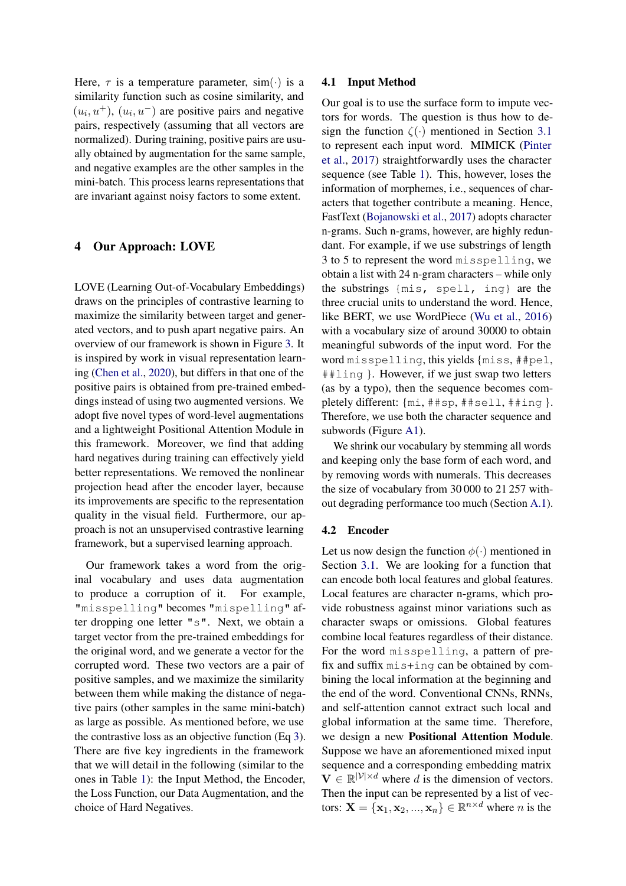Here, $\tau$ is a temperature parameter, $\text{sim}(\cdot)$ is a similarity function such as cosine similarity, and $(u_i, u^+)$, $(u_i, u^-)$ are positive pairs and negative pairs, respectively (assuming that all vectors are normalized). During training, positive pairs are usually obtained by augmentation for the same sample, and negative examples are the other samples in the mini-batch. This process learns representations that are invariant against noisy factors to some extent.

## 4 Our Approach: LOVE

LOVE (Learning Out-of-Vocabulary Embeddings) draws on the principles of contrastive learning to maximize the similarity between target and generated vectors, and to push apart negative pairs. An overview of our framework is shown in Figure 3. It is inspired by work in visual representation learning (Chen et al., 2020), but differs in that one of the positive pairs is obtained from pre-trained embeddings instead of using two augmented versions. We adopt five novel types of word-level augmentations and a lightweight Positional Attention Module in this framework. Moreover, we find that adding hard negatives during training can effectively yield better representations. We removed the nonlinear projection head after the encoder layer, because its improvements are specific to the representation quality in the visual field. Furthermore, our approach is not an unsupervised contrastive learning framework, but a supervised learning approach.

Our framework takes a word from the original vocabulary and uses data augmentation to produce a corruption of it. For example, "misspelling" becomes "mispelling" after dropping one letter "s". Next, we obtain a target vector from the pre-trained embeddings for the original word, and we generate a vector for the corrupted word. These two vectors are a pair of positive samples, and we maximize the similarity between them while making the distance of negative pairs (other samples in the same mini-batch) as large as possible. As mentioned before, we use the contrastive loss as an objective function (Eq 3). There are five key ingredients in the framework that we will detail in the following (similar to the ones in Table 1): the Input Method, the Encoder, the Loss Function, our Data Augmentation, and the choice of Hard Negatives.

### 4.1 Input Method

Our goal is to use the surface form to impute vectors for words. The question is thus how to design the function $\zeta(\cdot)$ mentioned in Section 3.1 to represent each input word. MIMICK (Pinter et al., 2017) straightforwardly uses the character sequence (see Table 1). This, however, loses the information of morphemes, i.e., sequences of characters that together contribute a meaning. Hence, FastText (Bojanowski et al., 2017) adopts character n-grams. Such n-grams, however, are highly redundant. For example, if we use substrings of length 3 to 5 to represent the word misspelling, we obtain a list with 24 n-gram characters – while only the substrings {mis, spell, ing} are the three crucial units to understand the word. Hence, like BERT, we use WordPiece (Wu et al., 2016) with a vocabulary size of around 30000 to obtain meaningful subwords of the input word. For the word misspelling, this yields {miss, ##pel, ##ling }. However, if we just swap two letters (as by a typo), then the sequence becomes completely different: {mi, ##sp, ##sell, ##ing }. Therefore, we use both the character sequence and subwords (Figure A1).

We shrink our vocabulary by stemming all words and keeping only the base form of each word, and by removing words with numerals. This decreases the size of vocabulary from 30 000 to 21 257 without degrading performance too much (Section A.1).

### 4.2 Encoder

Let us now design the function $\phi(\cdot)$ mentioned in Section 3.1. We are looking for a function that can encode both local features and global features. Local features are character n-grams, which provide robustness against minor variations such as character swaps or omissions. Global features combine local features regardless of their distance. For the word misspelling, a pattern of prefix and suffix mis+ing can be obtained by combining the local information at the beginning and the end of the word. Conventional CNNs, RNNs, and self-attention cannot extract such local and global information at the same time. Therefore, we design a new **Positional Attention Module**. Suppose we have an aforementioned mixed input sequence and a corresponding embedding matrix $\mathbf{V} \in \mathbb{R}^{|\mathcal{V}| \times d}$ where $d$ is the dimension of vectors. Then the input can be represented by a list of vectors: $\mathbf{X} = \{\mathbf{x}_1, \mathbf{x}_2, ..., \mathbf{x}_n\} \in \mathbb{R}^{n \times d}$ where $n$ is the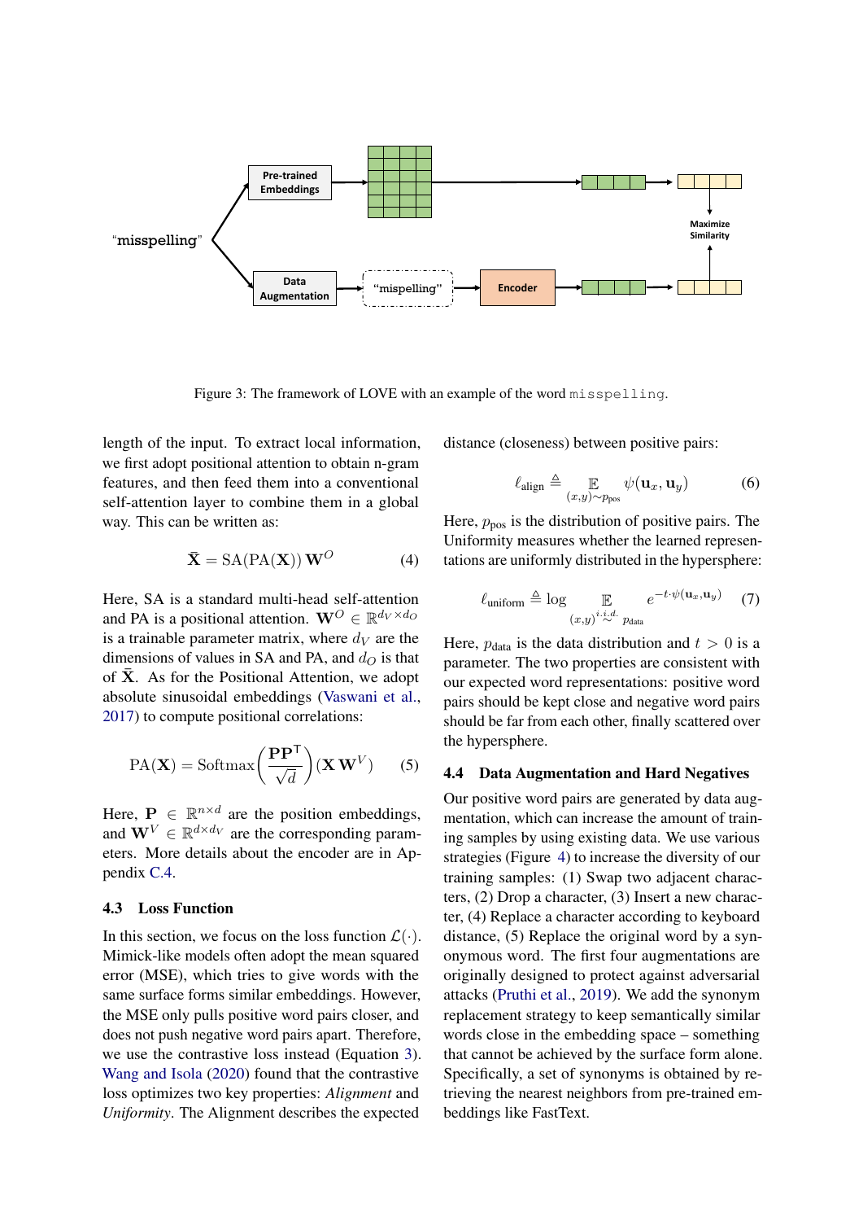Figure 3: The framework of LOVE with an example of the word `misspelling`.

length of the input. To extract local information, we first adopt positional attention to obtain n-gram features, and then feed them into a conventional self-attention layer to combine them in a global way. This can be written as:

$$\bar{\mathbf{X}} = \mathrm{SA}(\mathrm{PA}(\mathbf{X}))\, \mathbf{W}^{O} \tag{4}$$

Here, SA is a standard multi-head self-attention and PA is a positional attention. $\mathbf{W}^{O} \in \mathbb{R}^{d_V \times d_O}$ is a trainable parameter matrix, where $d_V$ are the dimensions of values in SA and PA, and $d_O$ is that of $\bar{\mathbf{X}}$. As for the Positional Attention, we adopt absolute sinusoidal embeddings (Vaswani et al., 2017) to compute positional correlations:

$$\mathrm{PA}(\mathbf{X}) = \mathrm{Softmax}\left(\frac{\mathbf{P}\mathbf{P}^{\mathsf{T}}}{\sqrt{d}}\right)(\mathbf{X}\,\mathbf{W}^{V}) \tag{5}$$

Here, $\mathbf{P} \in \mathbb{R}^{n\times d}$ are the position embeddings, and $\mathbf{W}^{V} \in \mathbb{R}^{d\times d_V}$ are the corresponding parameters. More details about the encoder are in Appendix C.4.

### 4.3 Loss Function

In this section, we focus on the loss function $\mathcal{L}(\cdot)$. Mimick-like models often adopt the mean squared error (MSE), which tries to give words with the same surface forms similar embeddings. However, the MSE only pulls positive word pairs closer, and does not push negative word pairs apart. Therefore, we use the contrastive loss instead (Equation 3). Wang and Isola (2020) found that the contrastive loss optimizes two key properties: *Alignment* and *Uniformity*. The Alignment describes the expected distance (closeness) between positive pairs:

$$\ell_{\text{align}} \triangleq \mathop{\mathbb{E}}_{(x,y)\sim p_{\text{pos}}} \psi(\mathbf{u}_x, \mathbf{u}_y) \tag{6}$$

Here, $p_{\text{pos}}$ is the distribution of positive pairs. The Uniformity measures whether the learned representations are uniformly distributed in the hypersphere:

$$\ell_{\text{uniform}} \triangleq \log \mathop{\mathbb{E}}_{(x,y)\overset{i.i.d.}{\sim} p_{\text{data}}} e^{-t\cdot\psi(\mathbf{u}_x,\mathbf{u}_y)} \tag{7}$$

Here, $p_{\text{data}}$ is the data distribution and $t > 0$ is a parameter. The two properties are consistent with our expected word representations: positive word pairs should be kept close and negative word pairs should be far from each other, finally scattered over the hypersphere.

### 4.4 Data Augmentation and Hard Negatives

Our positive word pairs are generated by data augmentation, which can increase the amount of training samples by using existing data. We use various strategies (Figure 4) to increase the diversity of our training samples: (1) Swap two adjacent characters, (2) Drop a character, (3) Insert a new character, (4) Replace a character according to keyboard distance, (5) Replace the original word by a synonymous word. The first four augmentations are originally designed to protect against adversarial attacks (Pruthi et al., 2019). We add the synonym replacement strategy to keep semantically similar words close in the embedding space – something that cannot be achieved by the surface form alone. Specifically, a set of synonyms is obtained by retrieving the nearest neighbors from pre-trained embeddings like FastText.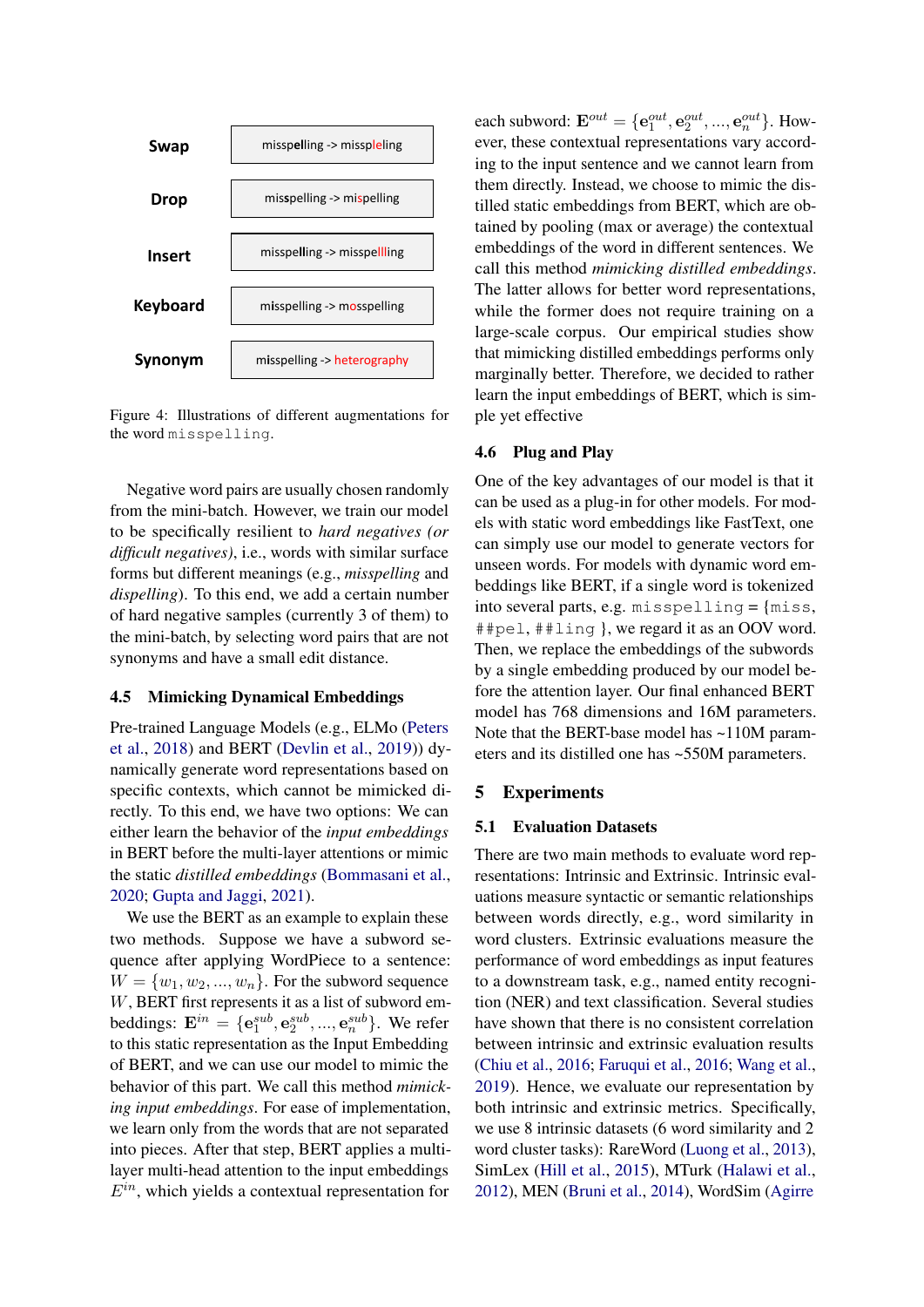| | |
|---|---|
| **Swap** | misspelling -> missple­ling |
| **Drop** | misspelling -> mispelling |
| **Insert** | misspelling -> misspellling |
| **Keyboard** | misspelling -> mosspelling |
| **Synonym** | misspelling -> heterography |

Figure 4: Illustrations of different augmentations for the word `misspelling`.

Negative word pairs are usually chosen randomly from the mini-batch. However, we train our model to be specifically resilient to *hard negatives (or difficult negatives)*, i.e., words with similar surface forms but different meanings (e.g., *misspelling* and *dispelling*). To this end, we add a certain number of hard negative samples (currently 3 of them) to the mini-batch, by selecting word pairs that are not synonyms and have a small edit distance.

### 4.5 Mimicking Dynamical Embeddings

Pre-trained Language Models (e.g., ELMo (Peters et al., 2018) and BERT (Devlin et al., 2019)) dynamically generate word representations based on specific contexts, which cannot be mimicked directly. To this end, we have two options: We can either learn the behavior of the *input embeddings* in BERT before the multi-layer attentions or mimic the static *distilled embeddings* (Bommasani et al., 2020; Gupta and Jaggi, 2021).

We use the BERT as an example to explain these two methods. Suppose we have a subword sequence after applying WordPiece to a sentence: $W = \{w_1, w_2, ..., w_n\}$. For the subword sequence $W$, BERT first represents it as a list of subword embeddings: $\mathbf{E}^{in} = \{\mathbf{e}_1^{sub}, \mathbf{e}_2^{sub}, ..., \mathbf{e}_n^{sub}\}$. We refer to this static representation as the Input Embedding of BERT, and we can use our model to mimic the behavior of this part. We call this method *mimicking input embeddings*. For ease of implementation, we learn only from the words that are not separated into pieces. After that step, BERT applies a multi-layer multi-head attention to the input embeddings $E^{in}$, which yields a contextual representation for each subword: $\mathbf{E}^{out} = \{\mathbf{e}_1^{out}, \mathbf{e}_2^{out}, ..., \mathbf{e}_n^{out}\}$. However, these contextual representations vary according to the input sentence and we cannot learn from them directly. Instead, we choose to mimic the distilled static embeddings from BERT, which are obtained by pooling (max or average) the contextual embeddings of the word in different sentences. We call this method *mimicking distilled embeddings*. The latter allows for better word representations, while the former does not require training on a large-scale corpus. Our empirical studies show that mimicking distilled embeddings performs only marginally better. Therefore, we decided to rather learn the input embeddings of BERT, which is simple yet effective

### 4.6 Plug and Play

One of the key advantages of our model is that it can be used as a plug-in for other models. For models with static word embeddings like FastText, one can simply use our model to generate vectors for unseen words. For models with dynamic word embeddings like BERT, if a single word is tokenized into several parts, e.g. `misspelling` = {`miss`, `##pel`, `##ling` }, we regard it as an OOV word. Then, we replace the embeddings of the subwords by a single embedding produced by our model before the attention layer. Our final enhanced BERT model has 768 dimensions and 16M parameters. Note that the BERT-base model has ~110M parameters and its distilled one has ~550M parameters.

## 5 Experiments

### 5.1 Evaluation Datasets

There are two main methods to evaluate word representations: Intrinsic and Extrinsic. Intrinsic evaluations measure syntactic or semantic relationships between words directly, e.g., word similarity in word clusters. Extrinsic evaluations measure the performance of word embeddings as input features to a downstream task, e.g., named entity recognition (NER) and text classification. Several studies have shown that there is no consistent correlation between intrinsic and extrinsic evaluation results (Chiu et al., 2016; Faruqui et al., 2016; Wang et al., 2019). Hence, we evaluate our representation by both intrinsic and extrinsic metrics. Specifically, we use 8 intrinsic datasets (6 word similarity and 2 word cluster tasks): RareWord (Luong et al., 2013), SimLex (Hill et al., 2015), MTurk (Halawi et al., 2012), MEN (Bruni et al., 2014), WordSim (Agirre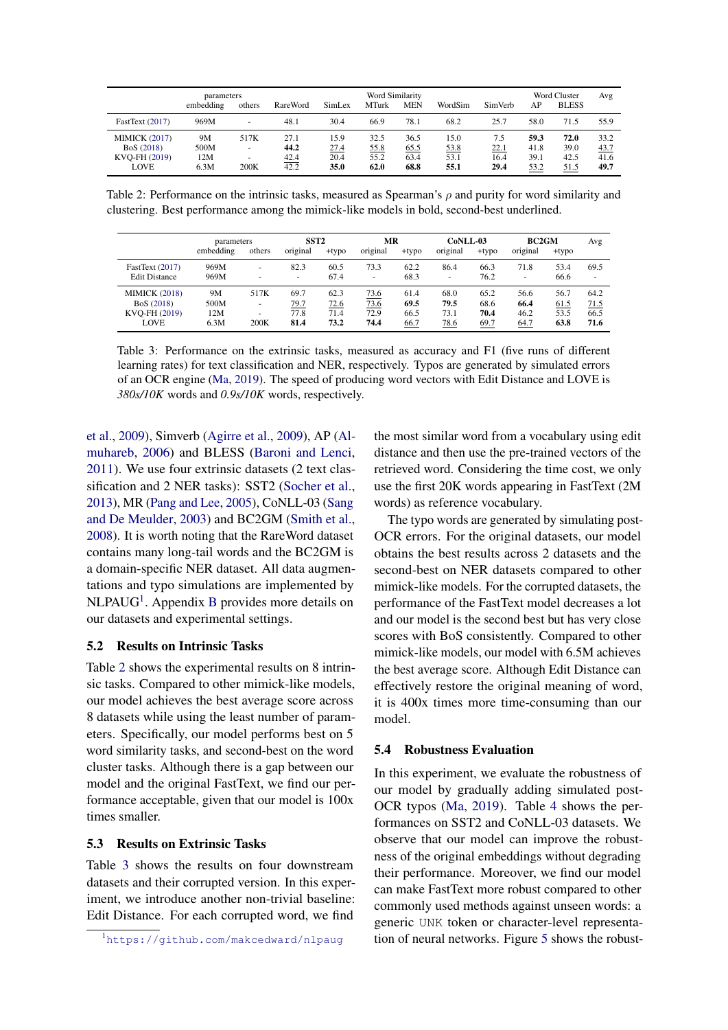| | parameters | | | | Word Similarity | | | | Word Cluster | | Avg |
|---|---|---|---|---|---|---|---|---|---|---|---|
| | embedding | others | RareWord | SimLex | MTurk | MEN | WordSim | SimVerb | AP | BLESS | |
| FastText (2017) | 969M | - | 48.1 | 30.4 | 66.9 | 78.1 | 68.2 | 25.7 | 58.0 | 71.5 | 55.9 |
| MIMICK (2017) | 9M | 517K | 27.1 | 15.9 | 32.5 | 36.5 | 15.0 | 7.5 | **59.3** | **72.0** | 33.2 |
| BoS (2018) | 500M | - | **44.2** | 27.4 | 55.8 | 65.5 | 53.8 | 22.1 | 41.8 | 39.0 | 43.7 |
| KVQ-FH (2019) | 12M | - | 42.4 | 20.4 | 55.2 | 63.4 | 53.1 | 16.4 | 39.1 | 42.5 | 41.6 |
| LOVE | 6.3M | 200K | 42.2 | **35.0** | **62.0** | **68.8** | **55.1** | **29.4** | 53.2 | 51.5 | **49.7** |

Table 2: Performance on the intrinsic tasks, measured as Spearman's $\rho$ and purity for word similarity and clustering. Best performance among the mimick-like models in bold, second-best underlined.

| | parameters | | SST2 | | MR | | CoNLL-03 | | BC2GM | | Avg |
|---|---|---|---|---|---|---|---|---|---|---|---|
| | embedding | others | original | +typo | original | +typo | original | +typo | original | +typo | |
| FastText (2017) | 969M | - | 82.3 | 60.5 | 73.3 | 62.2 | 86.4 | 66.3 | 71.8 | 53.4 | 69.5 |
| Edit Distance | 969M | - | - | 67.4 | - | 68.3 | - | 76.2 | - | 66.6 | - |
| MIMICK (2018) | 9M | 517K | 69.7 | 62.3 | 73.6 | 61.4 | 68.0 | 65.2 | 56.6 | 56.7 | 64.2 |
| BoS (2018) | 500M | - | 79.7 | 72.6 | 73.6 | **69.5** | **79.5** | 68.6 | **66.4** | 61.5 | 71.5 |
| KVQ-FH (2019) | 12M | - | 77.8 | 71.4 | 72.9 | 66.5 | 73.1 | **70.4** | 46.2 | 53.5 | 66.5 |
| LOVE | 6.3M | 200K | **81.4** | **73.2** | **74.4** | 66.7 | 78.6 | 69.7 | 64.7 | **63.8** | **71.6** |

Table 3: Performance on the extrinsic tasks, measured as accuracy and F1 (five runs of different learning rates) for text classification and NER, respectively. Typos are generated by simulated errors of an OCR engine (Ma, 2019). The speed of producing word vectors with Edit Distance and LOVE is *380s/10K* words and *0.9s/10K* words, respectively.

et al., 2009), Simverb (Agirre et al., 2009), AP (Almuhareb, 2006) and BLESS (Baroni and Lenci, 2011). We use four extrinsic datasets (2 text classification and 2 NER tasks): SST2 (Socher et al., 2013), MR (Pang and Lee, 2005), CoNLL-03 (Sang and De Meulder, 2003) and BC2GM (Smith et al., 2008). It is worth noting that the RareWord dataset contains many long-tail words and the BC2GM is a domain-specific NER dataset. All data augmentations and typo simulations are implemented by NLPAUG[1]. Appendix B provides more details on our datasets and experimental settings.

### 5.2 Results on Intrinsic Tasks

Table 2 shows the experimental results on 8 intrinsic tasks. Compared to other mimick-like models, our model achieves the best average score across 8 datasets while using the least number of parameters. Specifically, our model performs best on 5 word similarity tasks, and second-best on the word cluster tasks. Although there is a gap between our model and the original FastText, we find our performance acceptable, given that our model is 100x times smaller.

### 5.3 Results on Extrinsic Tasks

Table 3 shows the results on four downstream datasets and their corrupted version. In this experiment, we introduce another non-trivial baseline: Edit Distance. For each corrupted word, we find the most similar word from a vocabulary using edit distance and then use the pre-trained vectors of the retrieved word. Considering the time cost, we only use the first 20K words appearing in FastText (2M words) as reference vocabulary.

The typo words are generated by simulating post-OCR errors. For the original datasets, our model obtains the best results across 2 datasets and the second-best on NER datasets compared to other mimick-like models. For the corrupted datasets, the performance of the FastText model decreases a lot and our model is the second best but has very close scores with BoS consistently. Compared to other mimick-like models, our model with 6.5M achieves the best average score. Although Edit Distance can effectively restore the original meaning of word, it is 400x times more time-consuming than our model.

### 5.4 Robustness Evaluation

In this experiment, we evaluate the robustness of our model by gradually adding simulated post-OCR typos (Ma, 2019). Table 4 shows the performances on SST2 and CoNLL-03 datasets. We observe that our model can improve the robustness of the original embeddings without degrading their performance. Moreover, we find our model can make FastText more robust compared to other commonly used methods against unseen words: a generic UNK token or character-level representation of neural networks. Figure 5 shows the robust-

[1] https://github.com/makcedward/nlpaug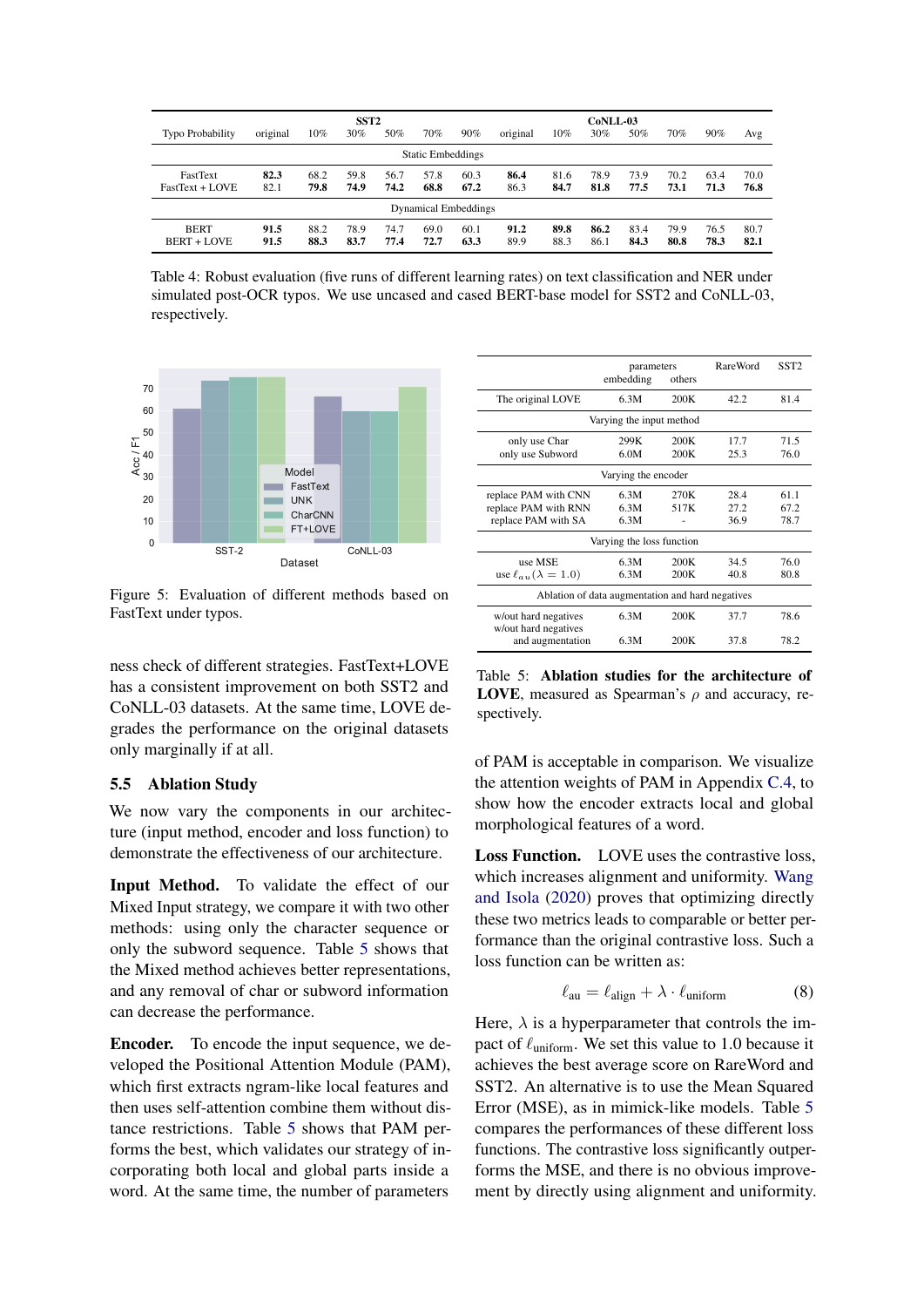| Typo Probability | SST2 original | 10% | 30% | 50% | 70% | 90% | CoNLL-03 original | 10% | 30% | 50% | 70% | 90% | Avg |
|---|---|---|---|---|---|---|---|---|---|---|---|---|---|
| *Static Embeddings* | | | | | | | | | | | | | |
| FastText | **82.3** | 68.2 | 59.8 | 56.7 | 57.8 | 60.3 | **86.4** | 81.6 | 78.9 | 73.9 | 70.2 | 63.4 | 70.0 |
| FastText + LOVE | 82.1 | **79.8** | **74.9** | **74.2** | **68.8** | **67.2** | 86.3 | **84.7** | **81.8** | **77.5** | **73.1** | **71.3** | **76.8** |
| *Dynamical Embeddings* | | | | | | | | | | | | | |
| BERT | **91.5** | 88.2 | 78.9 | 74.7 | 69.0 | 60.1 | **91.2** | **89.8** | **86.2** | 83.4 | 79.9 | 76.5 | 80.7 |
| BERT + LOVE | **91.5** | **88.3** | **83.7** | **77.4** | **72.7** | **63.3** | 89.9 | 88.3 | 86.1 | **84.3** | **80.8** | **78.3** | **82.1** |

Table 4: Robust evaluation (five runs of different learning rates) on text classification and NER under simulated post-OCR typos. We use uncased and cased BERT-base model for SST2 and CoNLL-03, respectively.

Figure 5: Evaluation of different methods based on FastText under typos.

ness check of different strategies. FastText+LOVE has a consistent improvement on both SST2 and CoNLL-03 datasets. At the same time, LOVE degrades the performance on the original datasets only marginally if at all.

### 5.5 Ablation Study

We now vary the components in our architecture (input method, encoder and loss function) to demonstrate the effectiveness of our architecture.

**Input Method.** To validate the effect of our Mixed Input strategy, we compare it with two other methods: using only the character sequence or only the subword sequence. Table 5 shows that the Mixed method achieves better representations, and any removal of char or subword information can decrease the performance.

**Encoder.** To encode the input sequence, we developed the Positional Attention Module (PAM), which first extracts ngram-like local features and then uses self-attention combine them without distance restrictions. Table 5 shows that PAM performs the best, which validates our strategy of incorporating both local and global parts inside a word. At the same time, the number of parameters of PAM is acceptable in comparison. We visualize the attention weights of PAM in Appendix C.4, to show how the encoder extracts local and global morphological features of a word.

| | parameters embedding | parameters others | RareWord | SST2 |
|---|---|---|---|---|
| The original LOVE | 6.3M | 200K | 42.2 | 81.4 |
| *Varying the input method* | | | | |
| only use Char | 299K | 200K | 17.7 | 71.5 |
| only use Subword | 6.0M | 200K | 25.3 | 76.0 |
| *Varying the encoder* | | | | |
| replace PAM with CNN | 6.3M | 270K | 28.4 | 61.1 |
| replace PAM with RNN | 6.3M | 517K | 27.2 | 67.2 |
| replace PAM with SA | 6.3M | - | 36.9 | 78.7 |
| *Varying the loss function* | | | | |
| use MSE | 6.3M | 200K | 34.5 | 76.0 |
| use $\ell_{au}(\lambda = 1.0)$ | 6.3M | 200K | 40.8 | 80.8 |
| *Ablation of data augmentation and hard negatives* | | | | |
| w/out hard negatives | 6.3M | 200K | 37.7 | 78.6 |
| w/out hard negatives and augmentation | 6.3M | 200K | 37.8 | 78.2 |

Table 5: **Ablation studies for the architecture of LOVE**, measured as Spearman's $\rho$ and accuracy, respectively.

**Loss Function.** LOVE uses the contrastive loss, which increases alignment and uniformity. Wang and Isola (2020) proves that optimizing directly these two metrics leads to comparable or better performance than the original contrastive loss. Such a loss function can be written as:

$$\ell_{\text{au}} = \ell_{\text{align}} + \lambda \cdot \ell_{\text{uniform}} \tag{8}$$

Here, $\lambda$ is a hyperparameter that controls the impact of $\ell_{\text{uniform}}$. We set this value to 1.0 because it achieves the best average score on RareWord and SST2. An alternative is to use the Mean Squared Error (MSE), as in mimick-like models. Table 5 compares the performances of these different loss functions. The contrastive loss significantly outperforms the MSE, and there is no obvious improvement by directly using alignment and uniformity.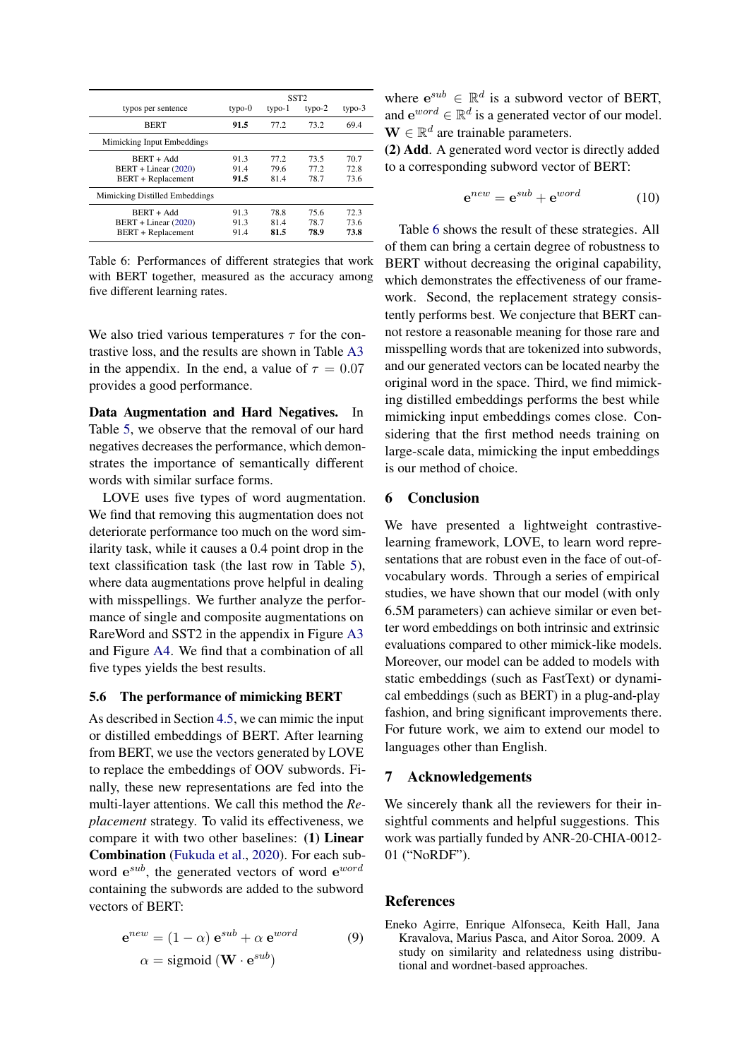| typos per sentence | SST2 typo-0 | typo-1 | typo-2 | typo-3 |
|---|---|---|---|---|
| BERT | **91.5** | 77.2 | 73.2 | 69.4 |
| *Mimicking Input Embeddings* | | | | |
| BERT + Add | 91.3 | 77.2 | 73.5 | 70.7 |
| BERT + Linear (2020) | 91.4 | 79.6 | 77.2 | 72.8 |
| BERT + Replacement | **91.5** | 81.4 | 78.7 | 73.6 |
| *Mimicking Distilled Embeddings* | | | | |
| BERT + Add | 91.3 | 78.8 | 75.6 | 72.3 |
| BERT + Linear (2020) | 91.3 | 81.4 | 78.7 | 73.6 |
| BERT + Replacement | 91.4 | **81.5** | **78.9** | **73.8** |

Table 6: Performances of different strategies that work with BERT together, measured as the accuracy among five different learning rates.

We also tried various temperatures $\tau$ for the contrastive loss, and the results are shown in Table A3 in the appendix. In the end, a value of $\tau = 0.07$ provides a good performance.

**Data Augmentation and Hard Negatives.** In Table 5, we observe that the removal of our hard negatives decreases the performance, which demonstrates the importance of semantically different words with similar surface forms.

LOVE uses five types of word augmentation. We find that removing this augmentation does not deteriorate performance too much on the word similarity task, while it causes a 0.4 point drop in the text classification task (the last row in Table 5), where data augmentations prove helpful in dealing with misspellings. We further analyze the performance of single and composite augmentations on RareWord and SST2 in the appendix in Figure A3 and Figure A4. We find that a combination of all five types yields the best results.

### 5.6 The performance of mimicking BERT

As described in Section 4.5, we can mimic the input or distilled embeddings of BERT. After learning from BERT, we use the vectors generated by LOVE to replace the embeddings of OOV subwords. Finally, these new representations are fed into the multi-layer attentions. We call this method the *Replacement* strategy. To valid its effectiveness, we compare it with two other baselines: **(1) Linear Combination** (Fukuda et al., 2020). For each subword $\mathbf{e}^{sub}$, the generated vectors of word $\mathbf{e}^{word}$ containing the subwords are added to the subword vectors of BERT:

$$\mathbf{e}^{new} = (1 - \alpha)\, \mathbf{e}^{sub} + \alpha\, \mathbf{e}^{word} \qquad (9)$$
$$\alpha = \text{sigmoid}\,(\mathbf{W} \cdot \mathbf{e}^{sub})$$

where $\mathbf{e}^{sub} \in \mathbb{R}^d$ is a subword vector of BERT, and $\mathbf{e}^{word} \in \mathbb{R}^d$ is a generated vector of our model. $\mathbf{W} \in \mathbb{R}^d$ are trainable parameters.

**(2) Add**. A generated word vector is directly added to a corresponding subword vector of BERT:

$$\mathbf{e}^{new} = \mathbf{e}^{sub} + \mathbf{e}^{word} \qquad (10)$$

Table 6 shows the result of these strategies. All of them can bring a certain degree of robustness to BERT without decreasing the original capability, which demonstrates the effectiveness of our framework. Second, the replacement strategy consistently performs best. We conjecture that BERT cannot restore a reasonable meaning for those rare and misspelling words that are tokenized into subwords, and our generated vectors can be located nearby the original word in the space. Third, we find mimicking distilled embeddings performs the best while mimicking input embeddings comes close. Considering that the first method needs training on large-scale data, mimicking the input embeddings is our method of choice.

## 6 Conclusion

We have presented a lightweight contrastive-learning framework, LOVE, to learn word representations that are robust even in the face of out-of-vocabulary words. Through a series of empirical studies, we have shown that our model (with only 6.5M parameters) can achieve similar or even better word embeddings on both intrinsic and extrinsic evaluations compared to other mimick-like models. Moreover, our model can be added to models with static embeddings (such as FastText) or dynamical embeddings (such as BERT) in a plug-and-play fashion, and bring significant improvements there. For future work, we aim to extend our model to languages other than English.

## 7 Acknowledgements

We sincerely thank all the reviewers for their insightful comments and helpful suggestions. This work was partially funded by ANR-20-CHIA-0012-01 ("NoRDF").

## References

Eneko Agirre, Enrique Alfonseca, Keith Hall, Jana Kravalova, Marius Pasca, and Aitor Soroa. 2009. A study on similarity and relatedness using distributional and wordnet-based approaches.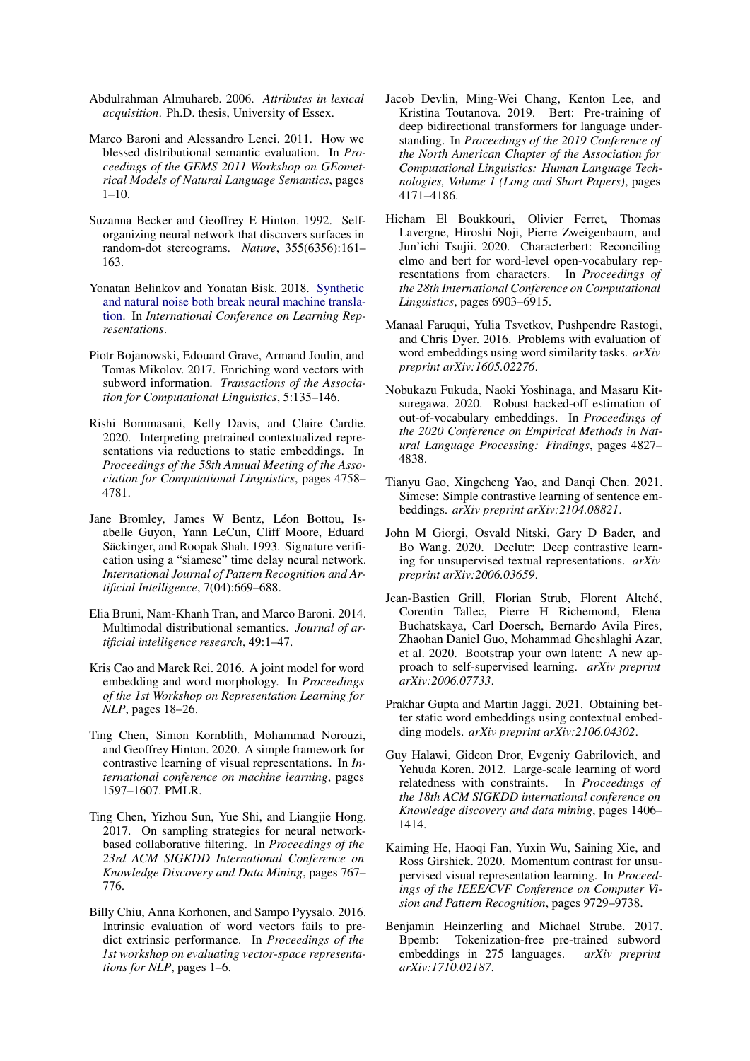Abdulrahman Almuhareb. 2006. *Attributes in lexical acquisition*. Ph.D. thesis, University of Essex.

Marco Baroni and Alessandro Lenci. 2011. How we blessed distributional semantic evaluation. In *Proceedings of the GEMS 2011 Workshop on GEometrical Models of Natural Language Semantics*, pages 1–10.

Suzanna Becker and Geoffrey E Hinton. 1992. Self-organizing neural network that discovers surfaces in random-dot stereograms. *Nature*, 355(6356):161–163.

Yonatan Belinkov and Yonatan Bisk. 2018. Synthetic and natural noise both break neural machine translation. In *International Conference on Learning Representations*.

Piotr Bojanowski, Edouard Grave, Armand Joulin, and Tomas Mikolov. 2017. Enriching word vectors with subword information. *Transactions of the Association for Computational Linguistics*, 5:135–146.

Rishi Bommasani, Kelly Davis, and Claire Cardie. 2020. Interpreting pretrained contextualized representations via reductions to static embeddings. In *Proceedings of the 58th Annual Meeting of the Association for Computational Linguistics*, pages 4758–4781.

Jane Bromley, James W Bentz, Léon Bottou, Isabelle Guyon, Yann LeCun, Cliff Moore, Eduard Säckinger, and Roopak Shah. 1993. Signature verification using a "siamese" time delay neural network. *International Journal of Pattern Recognition and Artificial Intelligence*, 7(04):669–688.

Elia Bruni, Nam-Khanh Tran, and Marco Baroni. 2014. Multimodal distributional semantics. *Journal of artificial intelligence research*, 49:1–47.

Kris Cao and Marek Rei. 2016. A joint model for word embedding and word morphology. In *Proceedings of the 1st Workshop on Representation Learning for NLP*, pages 18–26.

Ting Chen, Simon Kornblith, Mohammad Norouzi, and Geoffrey Hinton. 2020. A simple framework for contrastive learning of visual representations. In *International conference on machine learning*, pages 1597–1607. PMLR.

Ting Chen, Yizhou Sun, Yue Shi, and Liangjie Hong. 2017. On sampling strategies for neural network-based collaborative filtering. In *Proceedings of the 23rd ACM SIGKDD International Conference on Knowledge Discovery and Data Mining*, pages 767–776.

Billy Chiu, Anna Korhonen, and Sampo Pyysalo. 2016. Intrinsic evaluation of word vectors fails to predict extrinsic performance. In *Proceedings of the 1st workshop on evaluating vector-space representations for NLP*, pages 1–6.

Jacob Devlin, Ming-Wei Chang, Kenton Lee, and Kristina Toutanova. 2019. Bert: Pre-training of deep bidirectional transformers for language understanding. In *Proceedings of the 2019 Conference of the North American Chapter of the Association for Computational Linguistics: Human Language Technologies, Volume 1 (Long and Short Papers)*, pages 4171–4186.

Hicham El Boukkouri, Olivier Ferret, Thomas Lavergne, Hiroshi Noji, Pierre Zweigenbaum, and Jun'ichi Tsujii. 2020. Characterbert: Reconciling elmo and bert for word-level open-vocabulary representations from characters. In *Proceedings of the 28th International Conference on Computational Linguistics*, pages 6903–6915.

Manaal Faruqui, Yulia Tsvetkov, Pushpendre Rastogi, and Chris Dyer. 2016. Problems with evaluation of word embeddings using word similarity tasks. *arXiv preprint arXiv:1605.02276*.

Nobukazu Fukuda, Naoki Yoshinaga, and Masaru Kitsuregawa. 2020. Robust backed-off estimation of out-of-vocabulary embeddings. In *Proceedings of the 2020 Conference on Empirical Methods in Natural Language Processing: Findings*, pages 4827–4838.

Tianyu Gao, Xingcheng Yao, and Danqi Chen. 2021. Simcse: Simple contrastive learning of sentence embeddings. *arXiv preprint arXiv:2104.08821*.

John M Giorgi, Osvald Nitski, Gary D Bader, and Bo Wang. 2020. Declutr: Deep contrastive learning for unsupervised textual representations. *arXiv preprint arXiv:2006.03659*.

Jean-Bastien Grill, Florian Strub, Florent Altché, Corentin Tallec, Pierre H Richemond, Elena Buchatskaya, Carl Doersch, Bernardo Avila Pires, Zhaohan Daniel Guo, Mohammad Gheshlaghi Azar, et al. 2020. Bootstrap your own latent: A new approach to self-supervised learning. *arXiv preprint arXiv:2006.07733*.

Prakhar Gupta and Martin Jaggi. 2021. Obtaining better static word embeddings using contextual embedding models. *arXiv preprint arXiv:2106.04302*.

Guy Halawi, Gideon Dror, Evgeniy Gabrilovich, and Yehuda Koren. 2012. Large-scale learning of word relatedness with constraints. In *Proceedings of the 18th ACM SIGKDD international conference on Knowledge discovery and data mining*, pages 1406–1414.

Kaiming He, Haoqi Fan, Yuxin Wu, Saining Xie, and Ross Girshick. 2020. Momentum contrast for unsupervised visual representation learning. In *Proceedings of the IEEE/CVF Conference on Computer Vision and Pattern Recognition*, pages 9729–9738.

Benjamin Heinzerling and Michael Strube. 2017. Bpemb: Tokenization-free pre-trained subword embeddings in 275 languages. *arXiv preprint arXiv:1710.02187*.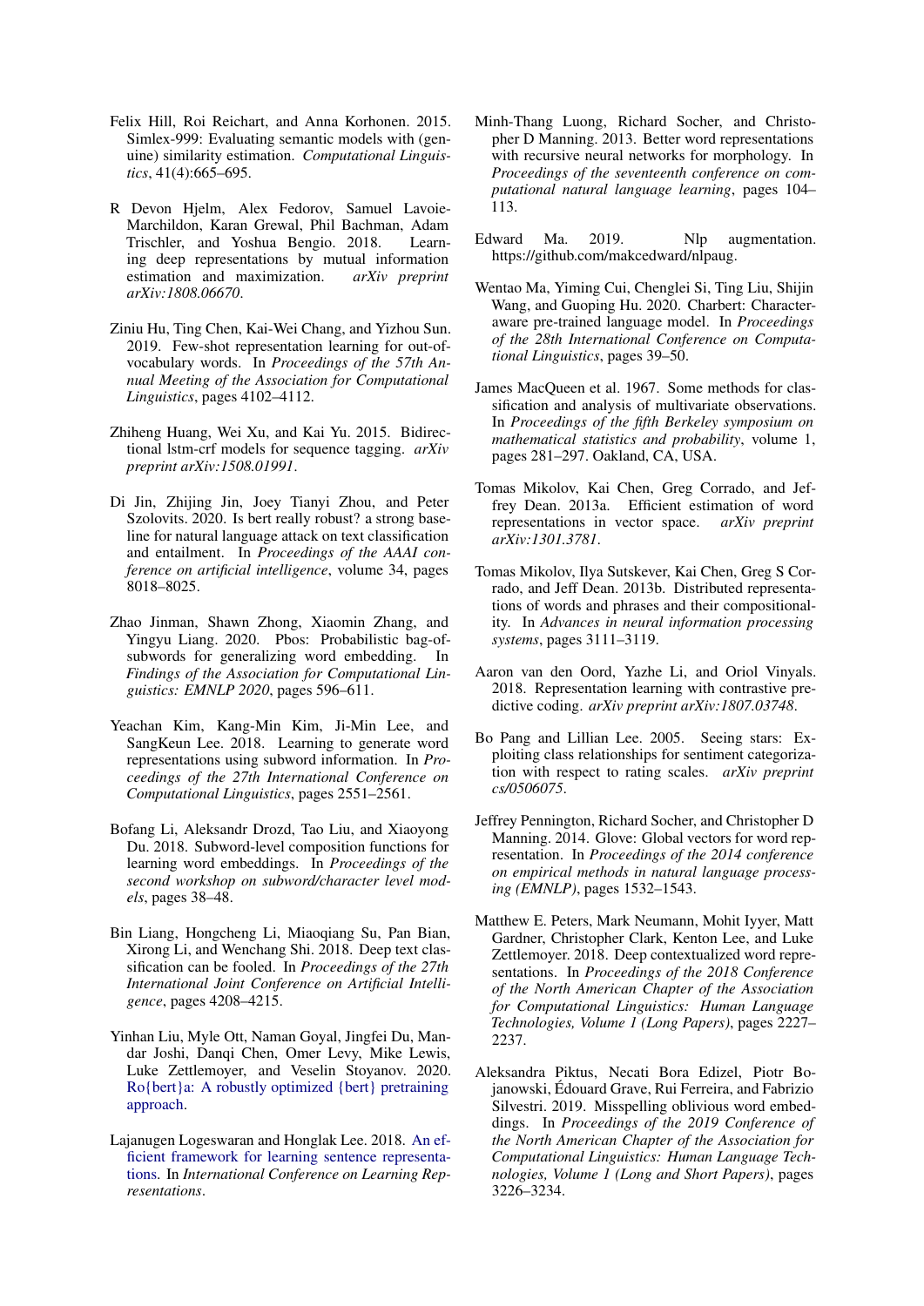Felix Hill, Roi Reichart, and Anna Korhonen. 2015. Simlex-999: Evaluating semantic models with (genuine) similarity estimation. *Computational Linguistics*, 41(4):665–695.

R Devon Hjelm, Alex Fedorov, Samuel Lavoie-Marchildon, Karan Grewal, Phil Bachman, Adam Trischler, and Yoshua Bengio. 2018. Learning deep representations by mutual information estimation and maximization. *arXiv preprint arXiv:1808.06670*.

Ziniu Hu, Ting Chen, Kai-Wei Chang, and Yizhou Sun. 2019. Few-shot representation learning for out-of-vocabulary words. In *Proceedings of the 57th Annual Meeting of the Association for Computational Linguistics*, pages 4102–4112.

Zhiheng Huang, Wei Xu, and Kai Yu. 2015. Bidirectional lstm-crf models for sequence tagging. *arXiv preprint arXiv:1508.01991*.

Di Jin, Zhijing Jin, Joey Tianyi Zhou, and Peter Szolovits. 2020. Is bert really robust? a strong baseline for natural language attack on text classification and entailment. In *Proceedings of the AAAI conference on artificial intelligence*, volume 34, pages 8018–8025.

Zhao Jinman, Shawn Zhong, Xiaomin Zhang, and Yingyu Liang. 2020. Pbos: Probabilistic bag-of-subwords for generalizing word embedding. In *Findings of the Association for Computational Linguistics: EMNLP 2020*, pages 596–611.

Yeachan Kim, Kang-Min Kim, Ji-Min Lee, and SangKeun Lee. 2018. Learning to generate word representations using subword information. In *Proceedings of the 27th International Conference on Computational Linguistics*, pages 2551–2561.

Bofang Li, Aleksandr Drozd, Tao Liu, and Xiaoyong Du. 2018. Subword-level composition functions for learning word embeddings. In *Proceedings of the second workshop on subword/character level models*, pages 38–48.

Bin Liang, Hongcheng Li, Miaoqiang Su, Pan Bian, Xirong Li, and Wenchang Shi. 2018. Deep text classification can be fooled. In *Proceedings of the 27th International Joint Conference on Artificial Intelligence*, pages 4208–4215.

Yinhan Liu, Myle Ott, Naman Goyal, Jingfei Du, Mandar Joshi, Danqi Chen, Omer Levy, Mike Lewis, Luke Zettlemoyer, and Veselin Stoyanov. 2020. Ro{bert}a: A robustly optimized {bert} pretraining approach.

Lajanugen Logeswaran and Honglak Lee. 2018. An efficient framework for learning sentence representations. In *International Conference on Learning Representations*.

Minh-Thang Luong, Richard Socher, and Christopher D Manning. 2013. Better word representations with recursive neural networks for morphology. In *Proceedings of the seventeenth conference on computational natural language learning*, pages 104–113.

Edward Ma. 2019. Nlp augmentation. https://github.com/makcedward/nlpaug.

Wentao Ma, Yiming Cui, Chenglei Si, Ting Liu, Shijin Wang, and Guoping Hu. 2020. Charbert: Character-aware pre-trained language model. In *Proceedings of the 28th International Conference on Computational Linguistics*, pages 39–50.

James MacQueen et al. 1967. Some methods for classification and analysis of multivariate observations. In *Proceedings of the fifth Berkeley symposium on mathematical statistics and probability*, volume 1, pages 281–297. Oakland, CA, USA.

Tomas Mikolov, Kai Chen, Greg Corrado, and Jeffrey Dean. 2013a. Efficient estimation of word representations in vector space. *arXiv preprint arXiv:1301.3781*.

Tomas Mikolov, Ilya Sutskever, Kai Chen, Greg S Corrado, and Jeff Dean. 2013b. Distributed representations of words and phrases and their compositionality. In *Advances in neural information processing systems*, pages 3111–3119.

Aaron van den Oord, Yazhe Li, and Oriol Vinyals. 2018. Representation learning with contrastive predictive coding. *arXiv preprint arXiv:1807.03748*.

Bo Pang and Lillian Lee. 2005. Seeing stars: Exploiting class relationships for sentiment categorization with respect to rating scales. *arXiv preprint cs/0506075*.

Jeffrey Pennington, Richard Socher, and Christopher D Manning. 2014. Glove: Global vectors for word representation. In *Proceedings of the 2014 conference on empirical methods in natural language processing (EMNLP)*, pages 1532–1543.

Matthew E. Peters, Mark Neumann, Mohit Iyyer, Matt Gardner, Christopher Clark, Kenton Lee, and Luke Zettlemoyer. 2018. Deep contextualized word representations. In *Proceedings of the 2018 Conference of the North American Chapter of the Association for Computational Linguistics: Human Language Technologies, Volume 1 (Long Papers)*, pages 2227–2237.

Aleksandra Piktus, Necati Bora Edizel, Piotr Bojanowski, Édouard Grave, Rui Ferreira, and Fabrizio Silvestri. 2019. Misspelling oblivious word embeddings. In *Proceedings of the 2019 Conference of the North American Chapter of the Association for Computational Linguistics: Human Language Technologies, Volume 1 (Long and Short Papers)*, pages 3226–3234.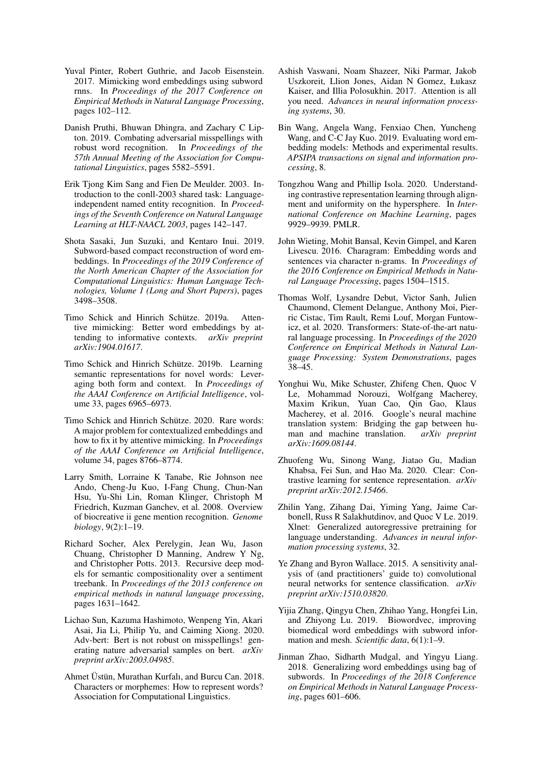Yuval Pinter, Robert Guthrie, and Jacob Eisenstein. 2017. Mimicking word embeddings using subword rnns. In *Proceedings of the 2017 Conference on Empirical Methods in Natural Language Processing*, pages 102–112.

Danish Pruthi, Bhuwan Dhingra, and Zachary C Lipton. 2019. Combating adversarial misspellings with robust word recognition. In *Proceedings of the 57th Annual Meeting of the Association for Computational Linguistics*, pages 5582–5591.

Erik Tjong Kim Sang and Fien De Meulder. 2003. Introduction to the conll-2003 shared task: Language-independent named entity recognition. In *Proceedings of the Seventh Conference on Natural Language Learning at HLT-NAACL 2003*, pages 142–147.

Shota Sasaki, Jun Suzuki, and Kentaro Inui. 2019. Subword-based compact reconstruction of word embeddings. In *Proceedings of the 2019 Conference of the North American Chapter of the Association for Computational Linguistics: Human Language Technologies, Volume 1 (Long and Short Papers)*, pages 3498–3508.

Timo Schick and Hinrich Schütze. 2019a. Attentive mimicking: Better word embeddings by attending to informative contexts. *arXiv preprint arXiv:1904.01617*.

Timo Schick and Hinrich Schütze. 2019b. Learning semantic representations for novel words: Leveraging both form and context. In *Proceedings of the AAAI Conference on Artificial Intelligence*, volume 33, pages 6965–6973.

Timo Schick and Hinrich Schütze. 2020. Rare words: A major problem for contextualized embeddings and how to fix it by attentive mimicking. In *Proceedings of the AAAI Conference on Artificial Intelligence*, volume 34, pages 8766–8774.

Larry Smith, Lorraine K Tanabe, Rie Johnson nee Ando, Cheng-Ju Kuo, I-Fang Chung, Chun-Nan Hsu, Yu-Shi Lin, Roman Klinger, Christoph M Friedrich, Kuzman Ganchev, et al. 2008. Overview of biocreative ii gene mention recognition. *Genome biology*, 9(2):1–19.

Richard Socher, Alex Perelygin, Jean Wu, Jason Chuang, Christopher D Manning, Andrew Y Ng, and Christopher Potts. 2013. Recursive deep models for semantic compositionality over a sentiment treebank. In *Proceedings of the 2013 conference on empirical methods in natural language processing*, pages 1631–1642.

Lichao Sun, Kazuma Hashimoto, Wenpeng Yin, Akari Asai, Jia Li, Philip Yu, and Caiming Xiong. 2020. Adv-bert: Bert is not robust on misspellings! generating nature adversarial samples on bert. *arXiv preprint arXiv:2003.04985*.

Ahmet Üstün, Murathan Kurfalı, and Burcu Can. 2018. Characters or morphemes: How to represent words? Association for Computational Linguistics.

Ashish Vaswani, Noam Shazeer, Niki Parmar, Jakob Uszkoreit, Llion Jones, Aidan N Gomez, Łukasz Kaiser, and Illia Polosukhin. 2017. Attention is all you need. *Advances in neural information processing systems*, 30.

Bin Wang, Angela Wang, Fenxiao Chen, Yuncheng Wang, and C-C Jay Kuo. 2019. Evaluating word embedding models: Methods and experimental results. *APSIPA transactions on signal and information processing*, 8.

Tongzhou Wang and Phillip Isola. 2020. Understanding contrastive representation learning through alignment and uniformity on the hypersphere. In *International Conference on Machine Learning*, pages 9929–9939. PMLR.

John Wieting, Mohit Bansal, Kevin Gimpel, and Karen Livescu. 2016. Charagram: Embedding words and sentences via character n-grams. In *Proceedings of the 2016 Conference on Empirical Methods in Natural Language Processing*, pages 1504–1515.

Thomas Wolf, Lysandre Debut, Victor Sanh, Julien Chaumond, Clement Delangue, Anthony Moi, Pierric Cistac, Tim Rault, Remi Louf, Morgan Funtowicz, et al. 2020. Transformers: State-of-the-art natural language processing. In *Proceedings of the 2020 Conference on Empirical Methods in Natural Language Processing: System Demonstrations*, pages 38–45.

Yonghui Wu, Mike Schuster, Zhifeng Chen, Quoc V Le, Mohammad Norouzi, Wolfgang Macherey, Maxim Krikun, Yuan Cao, Qin Gao, Klaus Macherey, et al. 2016. Google's neural machine translation system: Bridging the gap between human and machine translation. *arXiv preprint arXiv:1609.08144*.

Zhuofeng Wu, Sinong Wang, Jiatao Gu, Madian Khabsa, Fei Sun, and Hao Ma. 2020. Clear: Contrastive learning for sentence representation. *arXiv preprint arXiv:2012.15466*.

Zhilin Yang, Zihang Dai, Yiming Yang, Jaime Carbonell, Russ R Salakhutdinov, and Quoc V Le. 2019. Xlnet: Generalized autoregressive pretraining for language understanding. *Advances in neural information processing systems*, 32.

Ye Zhang and Byron Wallace. 2015. A sensitivity analysis of (and practitioners' guide to) convolutional neural networks for sentence classification. *arXiv preprint arXiv:1510.03820*.

Yijia Zhang, Qingyu Chen, Zhihao Yang, Hongfei Lin, and Zhiyong Lu. 2019. Biowordvec, improving biomedical word embeddings with subword information and mesh. *Scientific data*, 6(1):1–9.

Jinman Zhao, Sidharth Mudgal, and Yingyu Liang. 2018. Generalizing word embeddings using bag of subwords. In *Proceedings of the 2018 Conference on Empirical Methods in Natural Language Processing*, pages 601–606.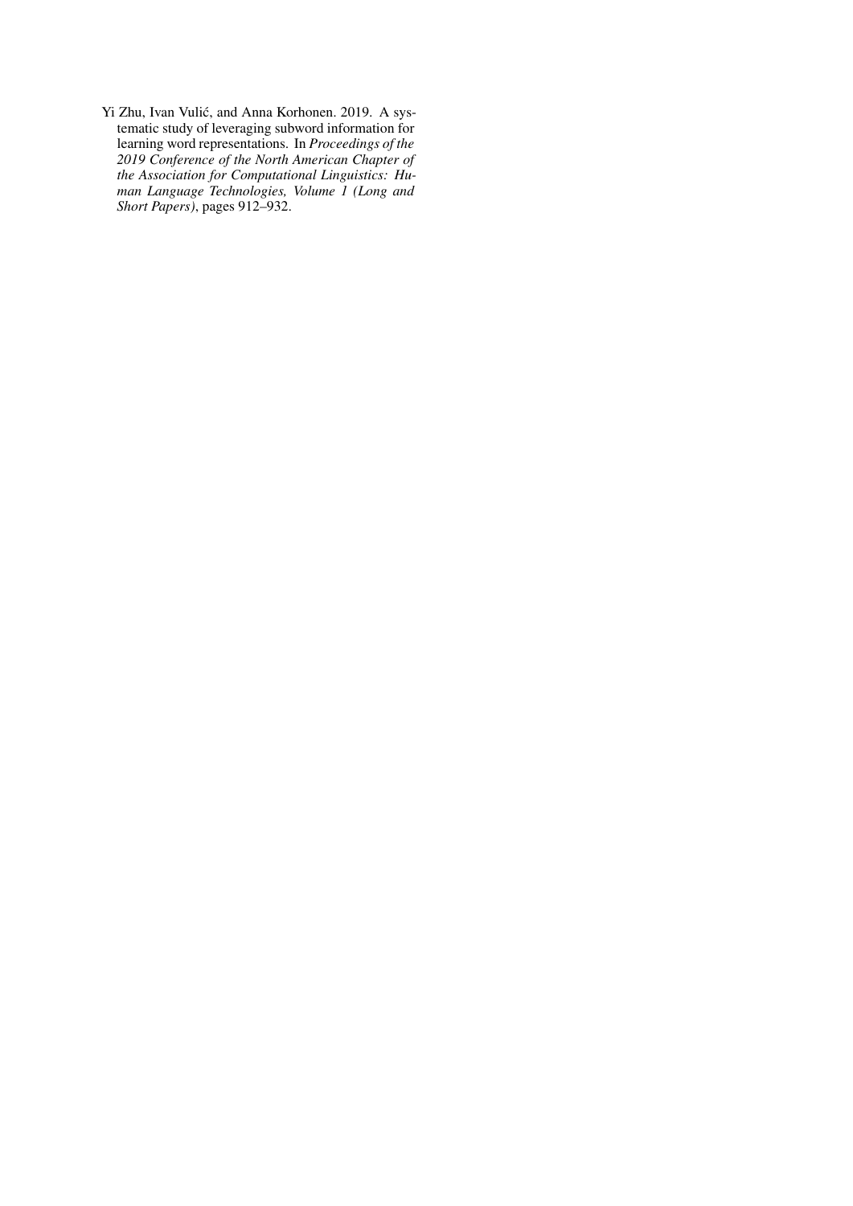Yi Zhu, Ivan Vulić, and Anna Korhonen. 2019. A systematic study of leveraging subword information for learning word representations. In *Proceedings of the 2019 Conference of the North American Chapter of the Association for Computational Linguistics: Human Language Technologies, Volume 1 (Long and Short Papers)*, pages 912–932.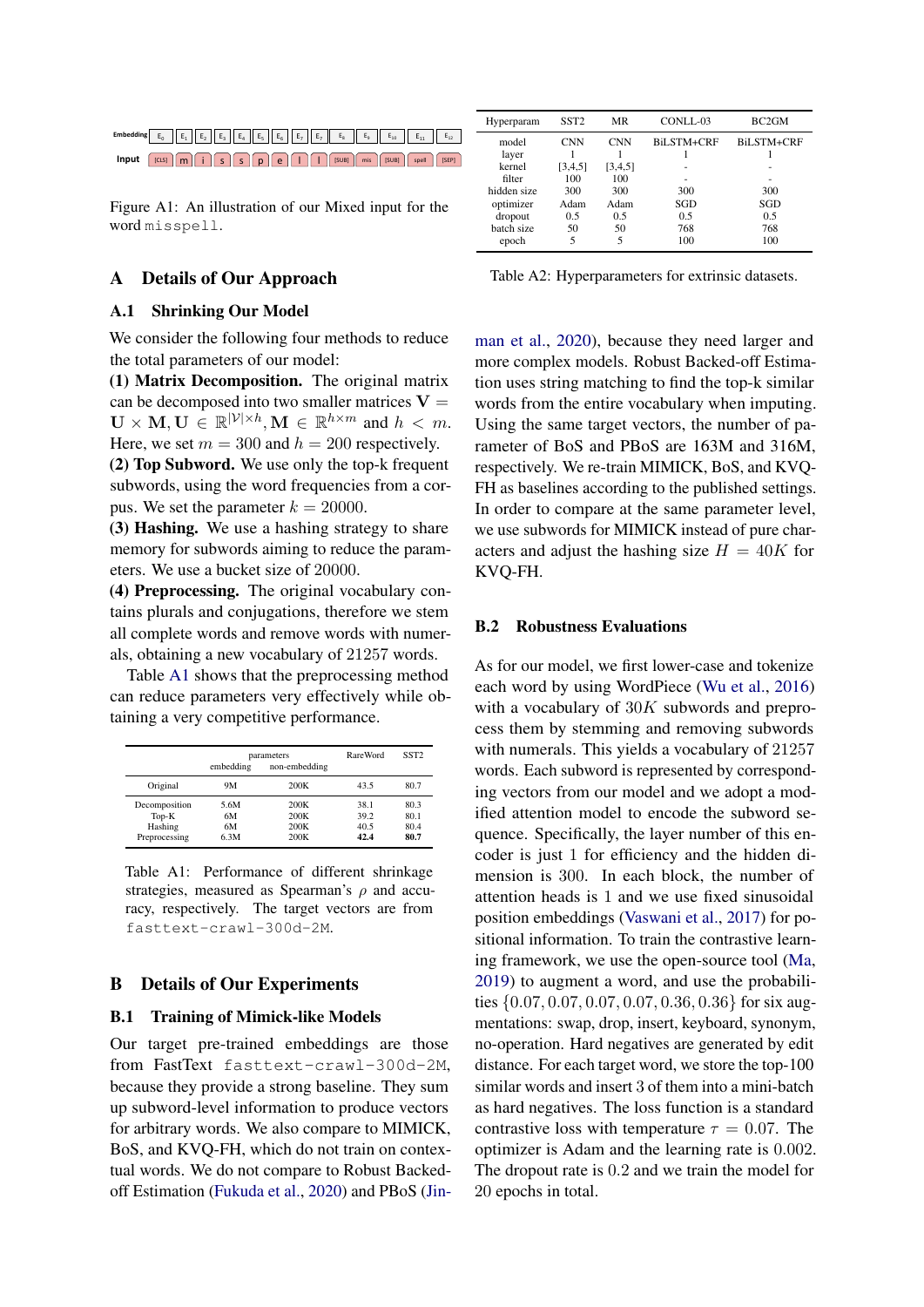Figure A1: An illustration of our Mixed input for the word `misspell`.

# A Details of Our Approach

## A.1 Shrinking Our Model

We consider the following four methods to reduce the total parameters of our model:

**(1) Matrix Decomposition.** The original matrix can be decomposed into two smaller matrices $\mathbf{V} = \mathbf{U} \times \mathbf{M}, \mathbf{U} \in \mathbb{R}^{|\mathcal{V}| \times h}, \mathbf{M} \in \mathbb{R}^{h \times m}$ and $h < m$. Here, we set $m = 300$ and $h = 200$ respectively.

**(2) Top Subword.** We use only the top-k frequent subwords, using the word frequencies from a corpus. We set the parameter $k = 20000$.

**(3) Hashing.** We use a hashing strategy to share memory for subwords aiming to reduce the parameters. We use a bucket size of 20000.

**(4) Preprocessing.** The original vocabulary contains plurals and conjugations, therefore we stem all complete words and remove words with numerals, obtaining a new vocabulary of 21257 words.

Table A1 shows that the preprocessing method can reduce parameters very effectively while obtaining a very competitive performance.

| | parameters | | RareWord | SST2 |
|---|---|---|---|---|
| | embedding | non-embedding | | |
| Original | 9M | 200K | 43.5 | 80.7 |
| Decomposition | 5.6M | 200K | 38.1 | 80.3 |
| Top-K | 6M | 200K | 39.2 | 80.1 |
| Hashing | 6M | 200K | 40.5 | 80.4 |
| Preprocessing | 6.3M | 200K | **42.4** | **80.7** |

Table A1: Performance of different shrinkage strategies, measured as Spearman's $\rho$ and accuracy, respectively. The target vectors are from `fasttext-crawl-300d-2M`.

# B Details of Our Experiments

## B.1 Training of Mimick-like Models

Our target pre-trained embeddings are those from FastText `fasttext-crawl-300d-2M`, because they provide a strong baseline. They sum up subword-level information to produce vectors for arbitrary words. We also compare to MIMICK, BoS, and KVQ-FH, which do not train on contextual words. We do not compare to Robust Backed-off Estimation (Fukuda et al., 2020) and PBoS (Jinman et al., 2020), because they need larger and more complex models. Robust Backed-off Estimation uses string matching to find the top-k similar words from the entire vocabulary when imputing. Using the same target vectors, the number of parameter of BoS and PBoS are 163M and 316M, respectively. We re-train MIMICK, BoS, and KVQ-FH as baselines according to the published settings. In order to compare at the same parameter level, we use subwords for MIMICK instead of pure characters and adjust the hashing size $H = 40K$ for KVQ-FH.

| Hyperparam | SST2 | MR | CONLL-03 | BC2GM |
|---|---|---|---|---|
| model | CNN | CNN | BiLSTM+CRF | BiLSTM+CRF |
| layer | 1 | 1 | 1 | 1 |
| kernel | [3,4,5] | [3,4,5] | - | - |
| filter | 100 | 100 | - | - |
| hidden size | 300 | 300 | 300 | 300 |
| optimizer | Adam | Adam | SGD | SGD |
| dropout | 0.5 | 0.5 | 0.5 | 0.5 |
| batch size | 50 | 50 | 768 | 768 |
| epoch | 5 | 5 | 100 | 100 |

Table A2: Hyperparameters for extrinsic datasets.

## B.2 Robustness Evaluations

As for our model, we first lower-case and tokenize each word by using WordPiece (Wu et al., 2016) with a vocabulary of $30K$ subwords and preprocess them by stemming and removing subwords with numerals. This yields a vocabulary of 21257 words. Each subword is represented by corresponding vectors from our model and we adopt a modified attention model to encode the subword sequence. Specifically, the layer number of this encoder is just 1 for efficiency and the hidden dimension is 300. In each block, the number of attention heads is 1 and we use fixed sinusoidal position embeddings (Vaswani et al., 2017) for positional information. To train the contrastive learning framework, we use the open-source tool (Ma, 2019) to augment a word, and use the probabilities $\{0.07, 0.07, 0.07, 0.07, 0.36, 0.36\}$ for six augmentations: swap, drop, insert, keyboard, synonym, no-operation. Hard negatives are generated by edit distance. For each target word, we store the top-100 similar words and insert 3 of them into a mini-batch as hard negatives. The loss function is a standard contrastive loss with temperature $\tau = 0.07$. The optimizer is Adam and the learning rate is 0.002. The dropout rate is 0.2 and we train the model for 20 epochs in total.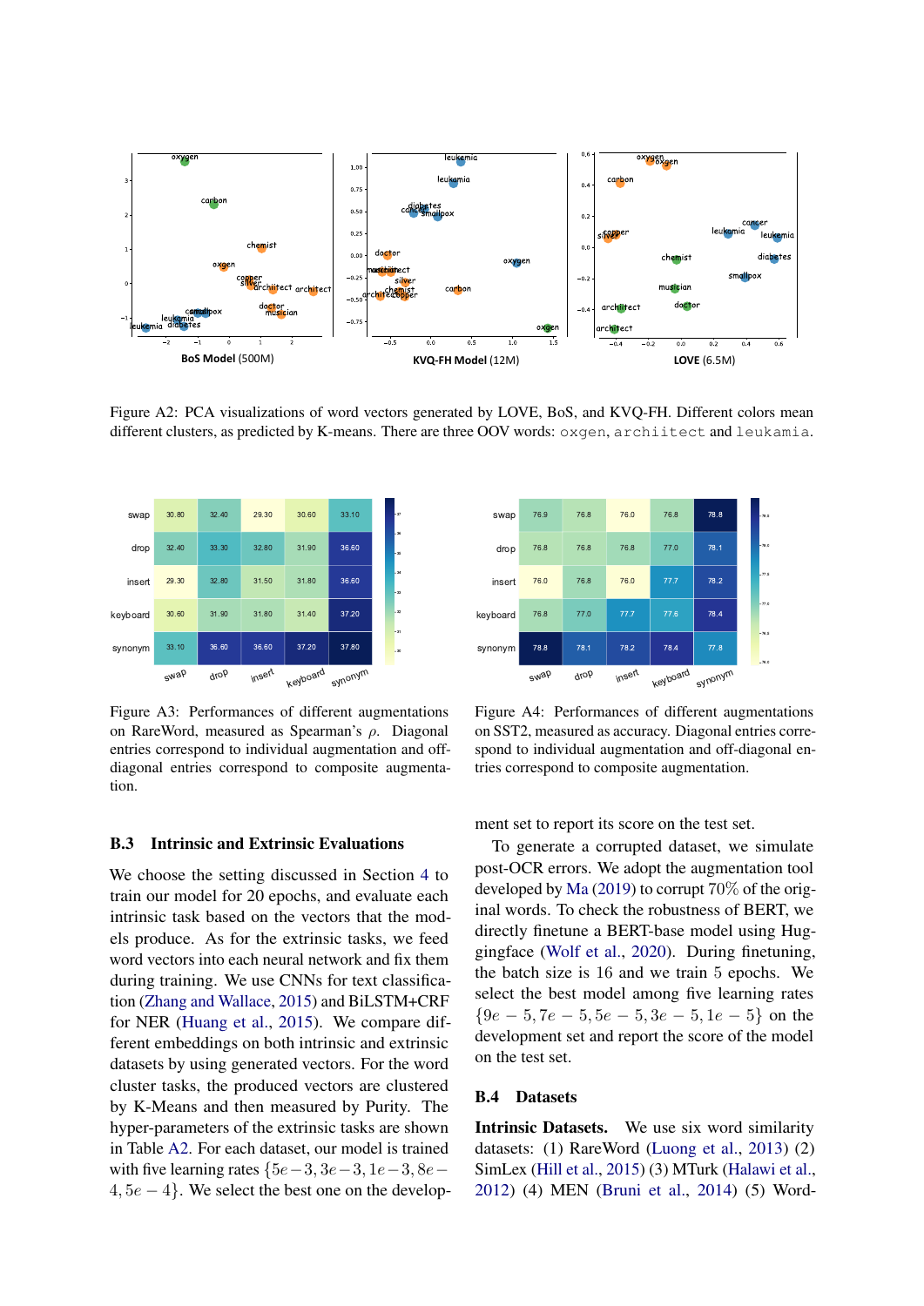Figure A2: PCA visualizations of word vectors generated by LOVE, BoS, and KVQ-FH. Different colors mean different clusters, as predicted by K-means. There are three OOV words: `oxgen`, `archiitect` and `leukamia`.

| | swap | drop | insert | keyboard | synonym |
|---|---|---|---|---|---|
| swap | 30.80 | 32.40 | 29.30 | 30.60 | 33.10 |
| drop | 32.40 | 33.30 | 32.80 | 31.90 | 36.60 |
| insert | 29.30 | 32.80 | 31.50 | 31.80 | 36.60 |
| keyboard | 30.60 | 31.90 | 31.80 | 31.40 | 37.20 |
| synonym | 33.10 | 36.60 | 36.60 | 37.20 | 37.80 |

Figure A3: Performances of different augmentations on RareWord, measured as Spearman's $\rho$. Diagonal entries correspond to individual augmentation and off-diagonal entries correspond to composite augmentation.

| | swap | drop | insert | keyboard | synonym |
|---|---|---|---|---|---|
| swap | 76.9 | 76.8 | 76.0 | 76.8 | 78.8 |
| drop | 76.8 | 76.8 | 76.8 | 77.0 | 78.1 |
| insert | 76.0 | 76.8 | 76.0 | 77.7 | 78.2 |
| keyboard | 76.8 | 77.0 | 77.7 | 77.6 | 78.4 |
| synonym | 78.8 | 78.1 | 78.2 | 78.4 | 77.8 |

Figure A4: Performances of different augmentations on SST2, measured as accuracy. Diagonal entries correspond to individual augmentation and off-diagonal entries correspond to composite augmentation.

### B.3 Intrinsic and Extrinsic Evaluations

We choose the setting discussed in Section 4 to train our model for 20 epochs, and evaluate each intrinsic task based on the vectors that the models produce. As for the extrinsic tasks, we feed word vectors into each neural network and fix them during training. We use CNNs for text classification (Zhang and Wallace, 2015) and BiLSTM+CRF for NER (Huang et al., 2015). We compare different embeddings on both intrinsic and extrinsic datasets by using generated vectors. For the word cluster tasks, the produced vectors are clustered by K-Means and then measured by Purity. The hyper-parameters of the extrinsic tasks are shown in Table A2. For each dataset, our model is trained with five learning rates $\{5e-3, 3e-3, 1e-3, 8e-4, 5e-4\}$. We select the best one on the development set to report its score on the test set.

To generate a corrupted dataset, we simulate post-OCR errors. We adopt the augmentation tool developed by Ma (2019) to corrupt 70% of the original words. To check the robustness of BERT, we directly finetune a BERT-base model using Huggingface (Wolf et al., 2020). During finetuning, the batch size is 16 and we train 5 epochs. We select the best model among five learning rates $\{9e-5, 7e-5, 5e-5, 3e-5, 1e-5\}$ on the development set and report the score of the model on the test set.

### B.4 Datasets

**Intrinsic Datasets.** We use six word similarity datasets: (1) RareWord (Luong et al., 2013) (2) SimLex (Hill et al., 2015) (3) MTurk (Halawi et al., 2012) (4) MEN (Bruni et al., 2014) (5) Word-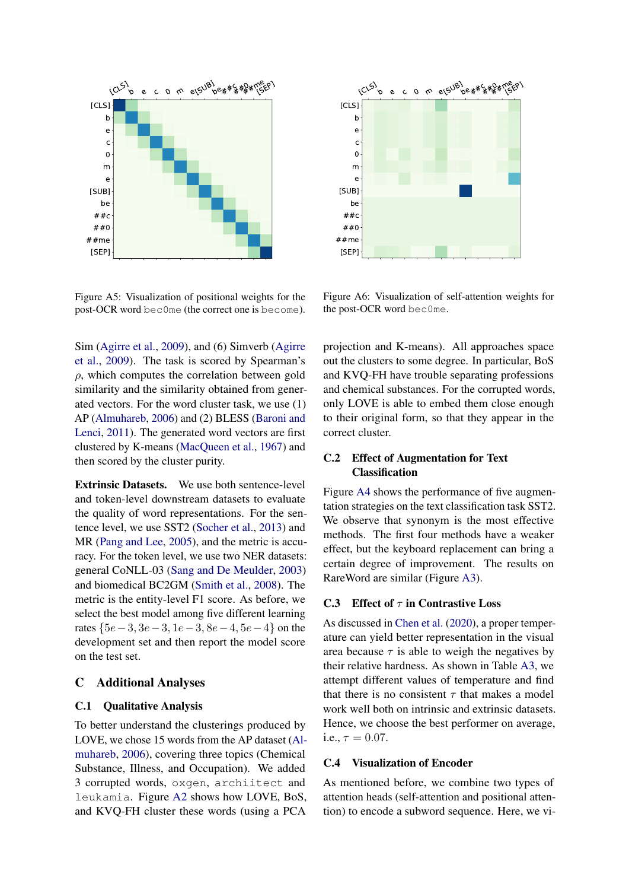Figure A5: Visualization of positional weights for the post-OCR word `bec0me` (the correct one is `become`).

Figure A6: Visualization of self-attention weights for the post-OCR word `bec0me`.

Sim (Agirre et al., 2009), and (6) Simverb (Agirre et al., 2009). The task is scored by Spearman's $\rho$, which computes the correlation between gold similarity and the similarity obtained from generated vectors. For the word cluster task, we use (1) AP (Almuhareb, 2006) and (2) BLESS (Baroni and Lenci, 2011). The generated word vectors are first clustered by K-means (MacQueen et al., 1967) and then scored by the cluster purity.

**Extrinsic Datasets.** We use both sentence-level and token-level downstream datasets to evaluate the quality of word representations. For the sentence level, we use SST2 (Socher et al., 2013) and MR (Pang and Lee, 2005), and the metric is accuracy. For the token level, we use two NER datasets: general CoNLL-03 (Sang and De Meulder, 2003) and biomedical BC2GM (Smith et al., 2008). The metric is the entity-level F1 score. As before, we select the best model among five different learning rates $\{5e-3, 3e-3, 1e-3, 8e-4, 5e-4\}$ on the development set and then report the model score on the test set.

## C Additional Analyses

### C.1 Qualitative Analysis

To better understand the clusterings produced by LOVE, we chose 15 words from the AP dataset (Almuhareb, 2006), covering three topics (Chemical Substance, Illness, and Occupation). We added 3 corrupted words, `oxgen`, `architect` and `leukamia`. Figure A2 shows how LOVE, BoS, and KVQ-FH cluster these words (using a PCA projection and K-means). All approaches space out the clusters to some degree. In particular, BoS and KVQ-FH have trouble separating professions and chemical substances. For the corrupted words, only LOVE is able to embed them close enough to their original form, so that they appear in the correct cluster.

### C.2 Effect of Augmentation for Text Classification

Figure A4 shows the performance of five augmentation strategies on the text classification task SST2. We observe that synonym is the most effective methods. The first four methods have a weaker effect, but the keyboard replacement can bring a certain degree of improvement. The results on RareWord are similar (Figure A3).

### C.3 Effect of $\tau$ in Contrastive Loss

As discussed in Chen et al. (2020), a proper temperature can yield better representation in the visual area because $\tau$ is able to weigh the negatives by their relative hardness. As shown in Table A3, we attempt different values of temperature and find that there is no consistent $\tau$ that makes a model work well both on intrinsic and extrinsic datasets. Hence, we choose the best performer on average, i.e., $\tau = 0.07$.

### C.4 Visualization of Encoder

As mentioned before, we combine two types of attention heads (self-attention and positional attention) to encode a subword sequence. Here, we vi-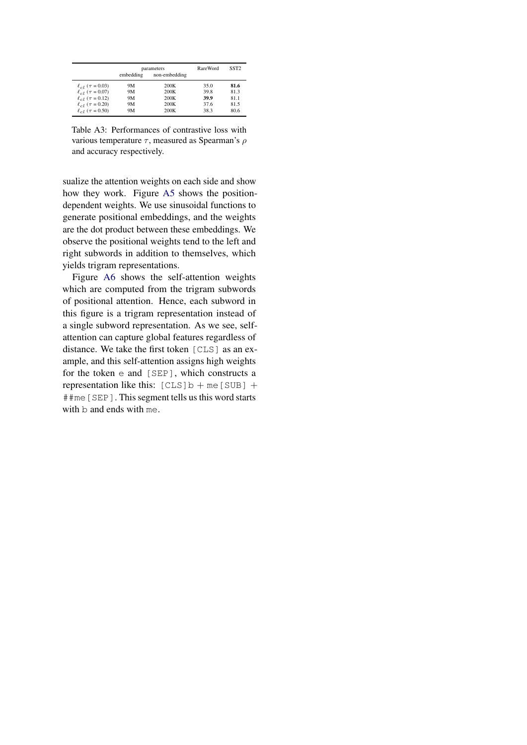| | parameters | | RareWord | SST2 |
|---|---|---|---|---|
| | embedding | non-embedding | | |
| $\ell_{cl}$ ($\tau$ = 0.03) | 9M | 200K | 35.0 | **81.6** |
| $\ell_{cl}$ ($\tau$ = 0.07) | 9M | 200K | 39.8 | 81.3 |
| $\ell_{cl}$ ($\tau$ = 0.12) | 9M | 200K | **39.9** | 81.1 |
| $\ell_{cl}$ ($\tau$ = 0.20) | 9M | 200K | 37.6 | 81.5 |
| $\ell_{cl}$ ($\tau$ = 0.50) | 9M | 200K | 38.3 | 80.6 |

Table A3: Performances of contrastive loss with various temperature $\tau$, measured as Spearman's $\rho$ and accuracy respectively.

sualize the attention weights on each side and show how they work. Figure A5 shows the position-dependent weights. We use sinusoidal functions to generate positional embeddings, and the weights are the dot product between these embeddings. We observe the positional weights tend to the left and right subwords in addition to themselves, which yields trigram representations.

Figure A6 shows the self-attention weights which are computed from the trigram subwords of positional attention. Hence, each subword in this figure is a trigram representation instead of a single subword representation. As we see, self-attention can capture global features regardless of distance. We take the first token `[CLS]` as an example, and this self-attention assigns high weights for the token `e` and `[SEP]`, which constructs a representation like this: `[CLS]b` + `me[SUB]` + `##me[SEP]`. This segment tells us this word starts with `b` and ends with `me`.